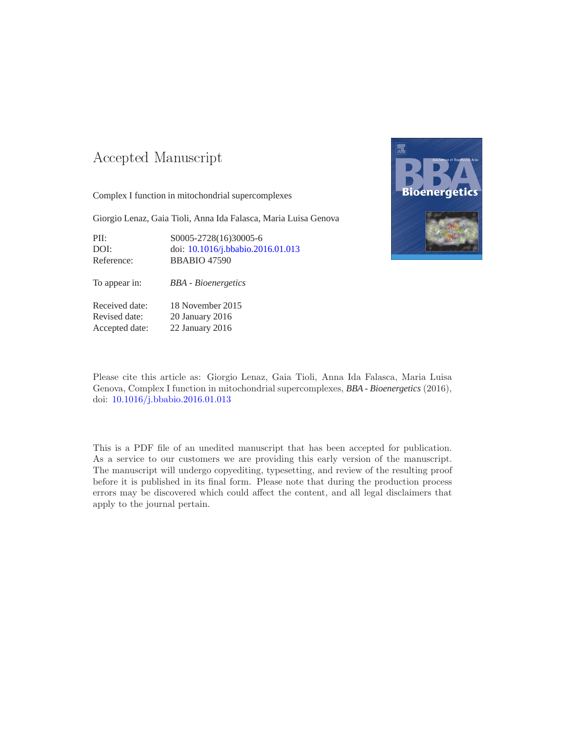# Accepted Manuscript

Complex I function in mitochondrial supercomplexes

Giorgio Lenaz, Gaia Tioli, Anna Ida Falasca, Maria Luisa Genova

| | |
|---|---|
| PII: | S0005-2728(16)30005-6 |
| DOI: | doi: 10.1016/j.bbabio.2016.01.013 |
| Reference: | BBABIO 47590 |
| To appear in: | *BBA - Bioenergetics* |
| Received date: | 18 November 2015 |
| Revised date: | 20 January 2016 |
| Accepted date: | 22 January 2016 |

Please cite this article as: Giorgio Lenaz, Gaia Tioli, Anna Ida Falasca, Maria Luisa Genova, Complex I function in mitochondrial supercomplexes, *BBA - Bioenergetics* (2016), doi: 10.1016/j.bbabio.2016.01.013

This is a PDF file of an unedited manuscript that has been accepted for publication. As a service to our customers we are providing this early version of the manuscript. The manuscript will undergo copyediting, typesetting, and review of the resulting proof before it is published in its final form. Please note that during the production process errors may be discovered which could affect the content, and all legal disclaimers that apply to the journal pertain.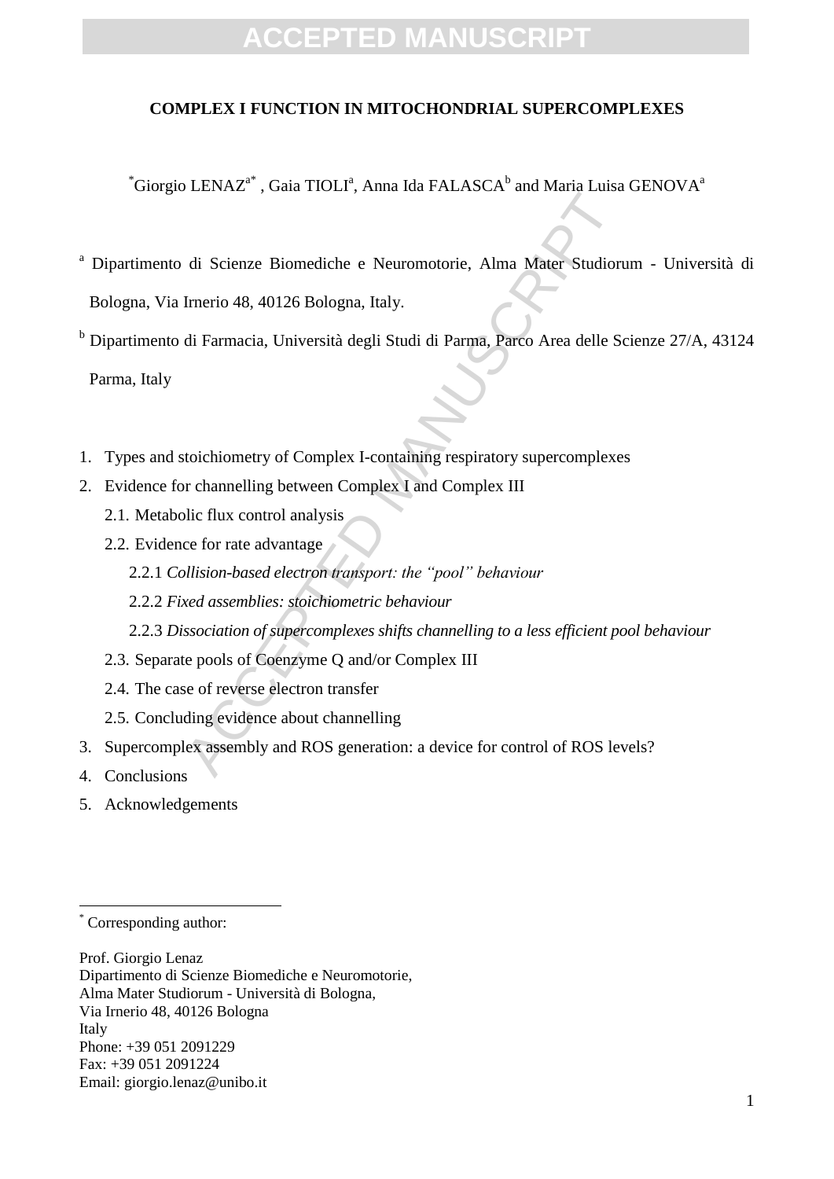# COMPLEX I FUNCTION IN MITOCHONDRIAL SUPERCOMPLEXES

*Giorgio LENAZ[a*], Gaia TIOLI[a], Anna Ida FALASCA[b] and Maria Luisa GENOVA[a]

[a] Dipartimento di Scienze Biomediche e Neuromotorie, Alma Mater Studiorum - Università di Bologna, Via Irnerio 48, 40126 Bologna, Italy.

[b] Dipartimento di Farmacia, Università degli Studi di Parma, Parco Area delle Scienze 27/A, 43124 Parma, Italy

1. Types and stoichiometry of Complex I-containing respiratory supercomplexes
2. Evidence for channelling between Complex I and Complex III
   - 2.1. Metabolic flux control analysis
   - 2.2. Evidence for rate advantage
     - 2.2.1 *Collision-based electron transport: the "pool" behaviour*
     - 2.2.2 *Fixed assemblies: stoichiometric behaviour*
     - 2.2.3 *Dissociation of supercomplexes shifts channelling to a less efficient pool behaviour*
   - 2.3. Separate pools of Coenzyme Q and/or Complex III
   - 2.4. The case of reverse electron transfer
   - 2.5. Concluding evidence about channelling
3. Supercomplex assembly and ROS generation: a device for control of ROS levels?
4. Conclusions
5. Acknowledgements

---

[*] Corresponding author:

Prof. Giorgio Lenaz
Dipartimento di Scienze Biomediche e Neuromotorie,
Alma Mater Studiorum - Università di Bologna,
Via Irnerio 48, 40126 Bologna
Italy
Phone: +39 051 2091229
Fax: +39 051 2091224
Email: giorgio.lenaz@unibo.it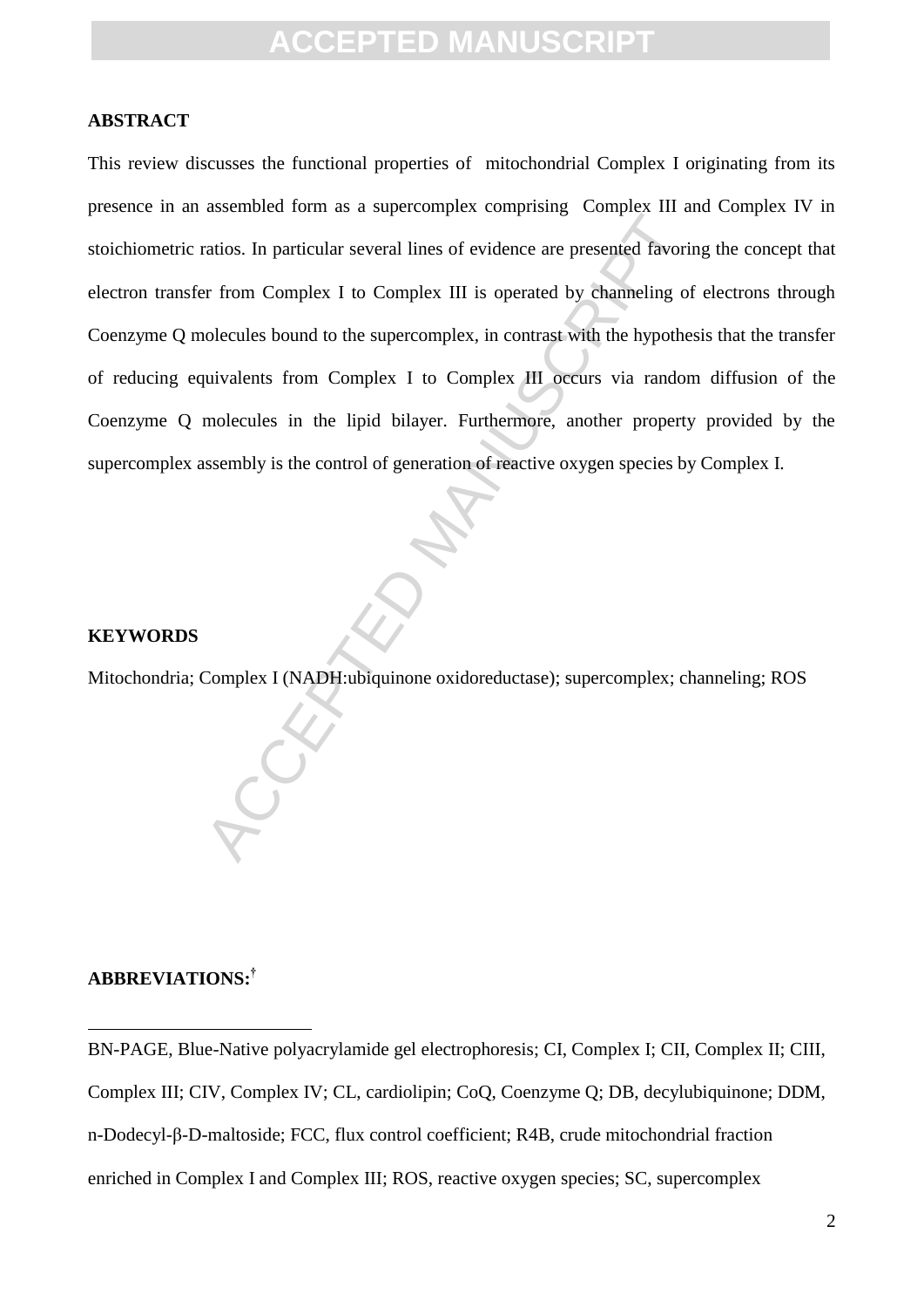## ABSTRACT

This review discusses the functional properties of mitochondrial Complex I originating from its presence in an assembled form as a supercomplex comprising Complex III and Complex IV in stoichiometric ratios. In particular several lines of evidence are presented favoring the concept that electron transfer from Complex I to Complex III is operated by channeling of electrons through Coenzyme Q molecules bound to the supercomplex, in contrast with the hypothesis that the transfer of reducing equivalents from Complex I to Complex III occurs via random diffusion of the Coenzyme Q molecules in the lipid bilayer. Furthermore, another property provided by the supercomplex assembly is the control of generation of reactive oxygen species by Complex I.

## KEYWORDS

Mitochondria; Complex I (NADH:ubiquinone oxidoreductase); supercomplex; channeling; ROS

## ABBREVIATIONS:[†]

BN-PAGE, Blue-Native polyacrylamide gel electrophoresis; CI, Complex I; CII, Complex II; CIII, Complex III; CIV, Complex IV; CL, cardiolipin; CoQ, Coenzyme Q; DB, decylubiquinone; DDM, n-Dodecyl-β-D-maltoside; FCC, flux control coefficient; R4B, crude mitochondrial fraction enriched in Complex I and Complex III; ROS, reactive oxygen species; SC, supercomplex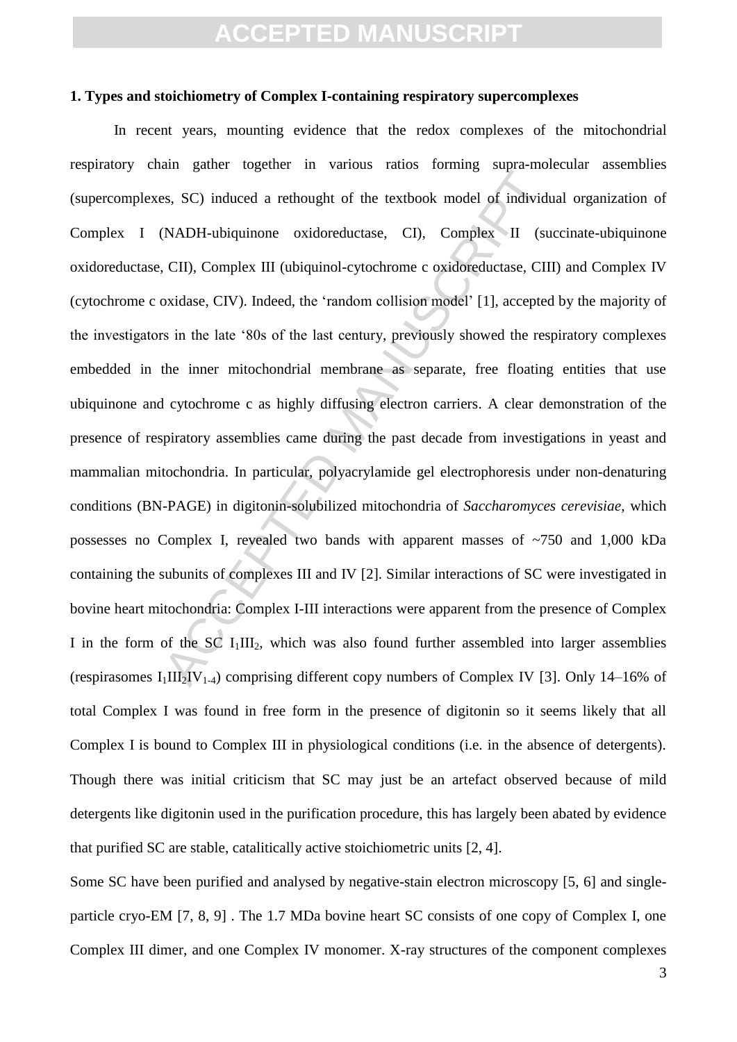**1. Types and stoichiometry of Complex I-containing respiratory supercomplexes**

In recent years, mounting evidence that the redox complexes of the mitochondrial respiratory chain gather together in various ratios forming supra-molecular assemblies (supercomplexes, SC) induced a rethought of the textbook model of individual organization of Complex I (NADH-ubiquinone oxidoreductase, CI), Complex II (succinate-ubiquinone oxidoreductase, CII), Complex III (ubiquinol-cytochrome c oxidoreductase, CIII) and Complex IV (cytochrome c oxidase, CIV). Indeed, the 'random collision model' [1], accepted by the majority of the investigators in the late '80s of the last century, previously showed the respiratory complexes embedded in the inner mitochondrial membrane as separate, free floating entities that use ubiquinone and cytochrome c as highly diffusing electron carriers. A clear demonstration of the presence of respiratory assemblies came during the past decade from investigations in yeast and mammalian mitochondria. In particular, polyacrylamide gel electrophoresis under non-denaturing conditions (BN-PAGE) in digitonin-solubilized mitochondria of *Saccharomyces cerevisiae*, which possesses no Complex I, revealed two bands with apparent masses of ~750 and 1,000 kDa containing the subunits of complexes III and IV [2]. Similar interactions of SC were investigated in bovine heart mitochondria: Complex I-III interactions were apparent from the presence of Complex I in the form of the SC $I_1III_2$, which was also found further assembled into larger assemblies (respirasomes $I_1III_2IV_{1\text{-}4}$) comprising different copy numbers of Complex IV [3]. Only 14–16% of total Complex I was found in free form in the presence of digitonin so it seems likely that all Complex I is bound to Complex III in physiological conditions (i.e. in the absence of detergents). Though there was initial criticism that SC may just be an artefact observed because of mild detergents like digitonin used in the purification procedure, this has largely been abated by evidence that purified SC are stable, catalitically active stoichiometric units [2, 4].

Some SC have been purified and analysed by negative-stain electron microscopy [5, 6] and single-particle cryo-EM [7, 8, 9] . The 1.7 MDa bovine heart SC consists of one copy of Complex I, one Complex III dimer, and one Complex IV monomer. X-ray structures of the component complexes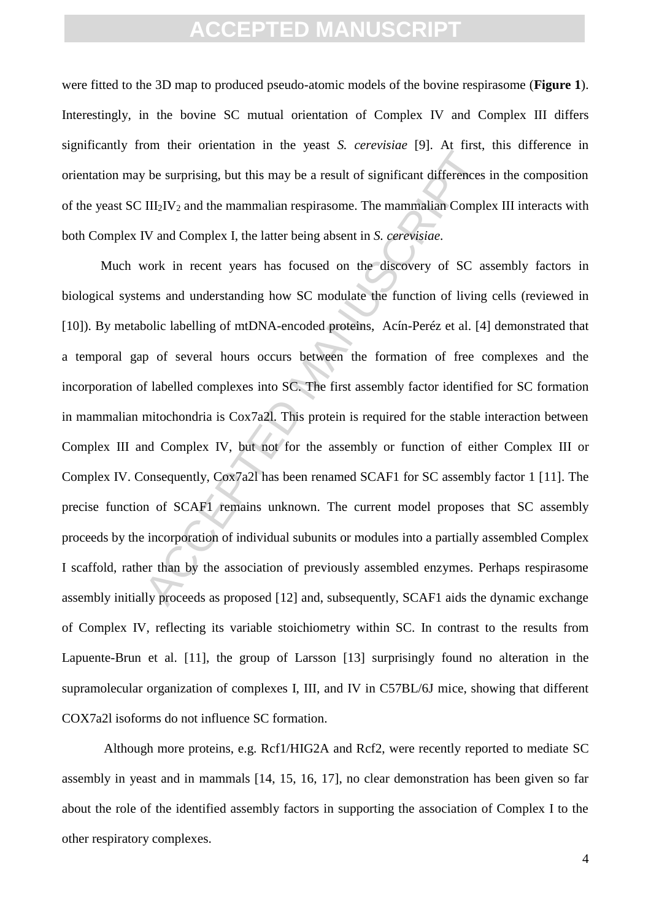were fitted to the 3D map to produced pseudo-atomic models of the bovine respirasome (**Figure 1**). Interestingly, in the bovine SC mutual orientation of Complex IV and Complex III differs significantly from their orientation in the yeast *S. cerevisiae* [9]. At first, this difference in orientation may be surprising, but this may be a result of significant differences in the composition of the yeast SC $III_2IV_2$ and the mammalian respirasome. The mammalian Complex III interacts with both Complex IV and Complex I, the latter being absent in *S. cerevisiae*.

Much work in recent years has focused on the discovery of SC assembly factors in biological systems and understanding how SC modulate the function of living cells (reviewed in [10]). By metabolic labelling of mtDNA-encoded proteins, Acín-Peréz et al. [4] demonstrated that a temporal gap of several hours occurs between the formation of free complexes and the incorporation of labelled complexes into SC. The first assembly factor identified for SC formation in mammalian mitochondria is Cox7a2l. This protein is required for the stable interaction between Complex III and Complex IV, but not for the assembly or function of either Complex III or Complex IV. Consequently, Cox7a2l has been renamed SCAF1 for SC assembly factor 1 [11]. The precise function of SCAF1 remains unknown. The current model proposes that SC assembly proceeds by the incorporation of individual subunits or modules into a partially assembled Complex I scaffold, rather than by the association of previously assembled enzymes. Perhaps respirasome assembly initially proceeds as proposed [12] and, subsequently, SCAF1 aids the dynamic exchange of Complex IV, reflecting its variable stoichiometry within SC. In contrast to the results from Lapuente-Brun et al. [11], the group of Larsson [13] surprisingly found no alteration in the supramolecular organization of complexes I, III, and IV in C57BL/6J mice, showing that different COX7a2l isoforms do not influence SC formation.

Although more proteins, e.g. Rcf1/HIG2A and Rcf2, were recently reported to mediate SC assembly in yeast and in mammals [14, 15, 16, 17], no clear demonstration has been given so far about the role of the identified assembly factors in supporting the association of Complex I to the other respiratory complexes.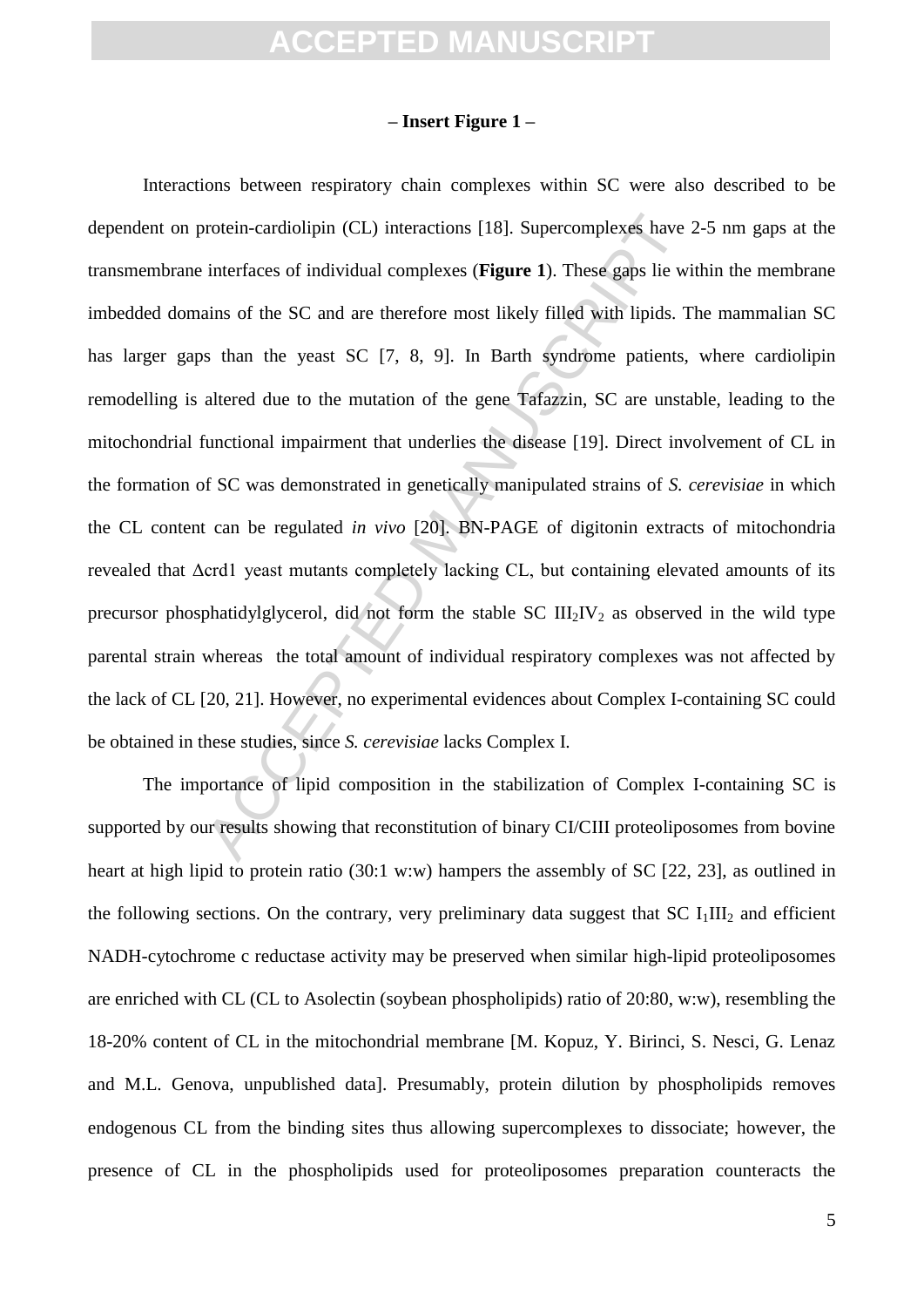**– Insert Figure 1 –**

Interactions between respiratory chain complexes within SC were also described to be dependent on protein-cardiolipin (CL) interactions [18]. Supercomplexes have 2-5 nm gaps at the transmembrane interfaces of individual complexes (**Figure 1**). These gaps lie within the membrane imbedded domains of the SC and are therefore most likely filled with lipids. The mammalian SC has larger gaps than the yeast SC [7, 8, 9]. In Barth syndrome patients, where cardiolipin remodelling is altered due to the mutation of the gene Tafazzin, SC are unstable, leading to the mitochondrial functional impairment that underlies the disease [19]. Direct involvement of CL in the formation of SC was demonstrated in genetically manipulated strains of *S. cerevisiae* in which the CL content can be regulated *in vivo* [20]. BN-PAGE of digitonin extracts of mitochondria revealed that Δcrd1 yeast mutants completely lacking CL, but containing elevated amounts of its precursor phosphatidylglycerol, did not form the stable SC $III_2IV_2$ as observed in the wild type parental strain whereas the total amount of individual respiratory complexes was not affected by the lack of CL [20, 21]. However, no experimental evidences about Complex I-containing SC could be obtained in these studies, since *S. cerevisiae* lacks Complex I.

The importance of lipid composition in the stabilization of Complex I-containing SC is supported by our results showing that reconstitution of binary CI/CIII proteoliposomes from bovine heart at high lipid to protein ratio (30:1 w:w) hampers the assembly of SC [22, 23], as outlined in the following sections. On the contrary, very preliminary data suggest that SC $I_1III_2$ and efficient NADH-cytochrome c reductase activity may be preserved when similar high-lipid proteoliposomes are enriched with CL (CL to Asolectin (soybean phospholipids) ratio of 20:80, w:w), resembling the 18-20% content of CL in the mitochondrial membrane [M. Kopuz, Y. Birinci, S. Nesci, G. Lenaz and M.L. Genova, unpublished data]. Presumably, protein dilution by phospholipids removes endogenous CL from the binding sites thus allowing supercomplexes to dissociate; however, the presence of CL in the phospholipids used for proteoliposomes preparation counteracts the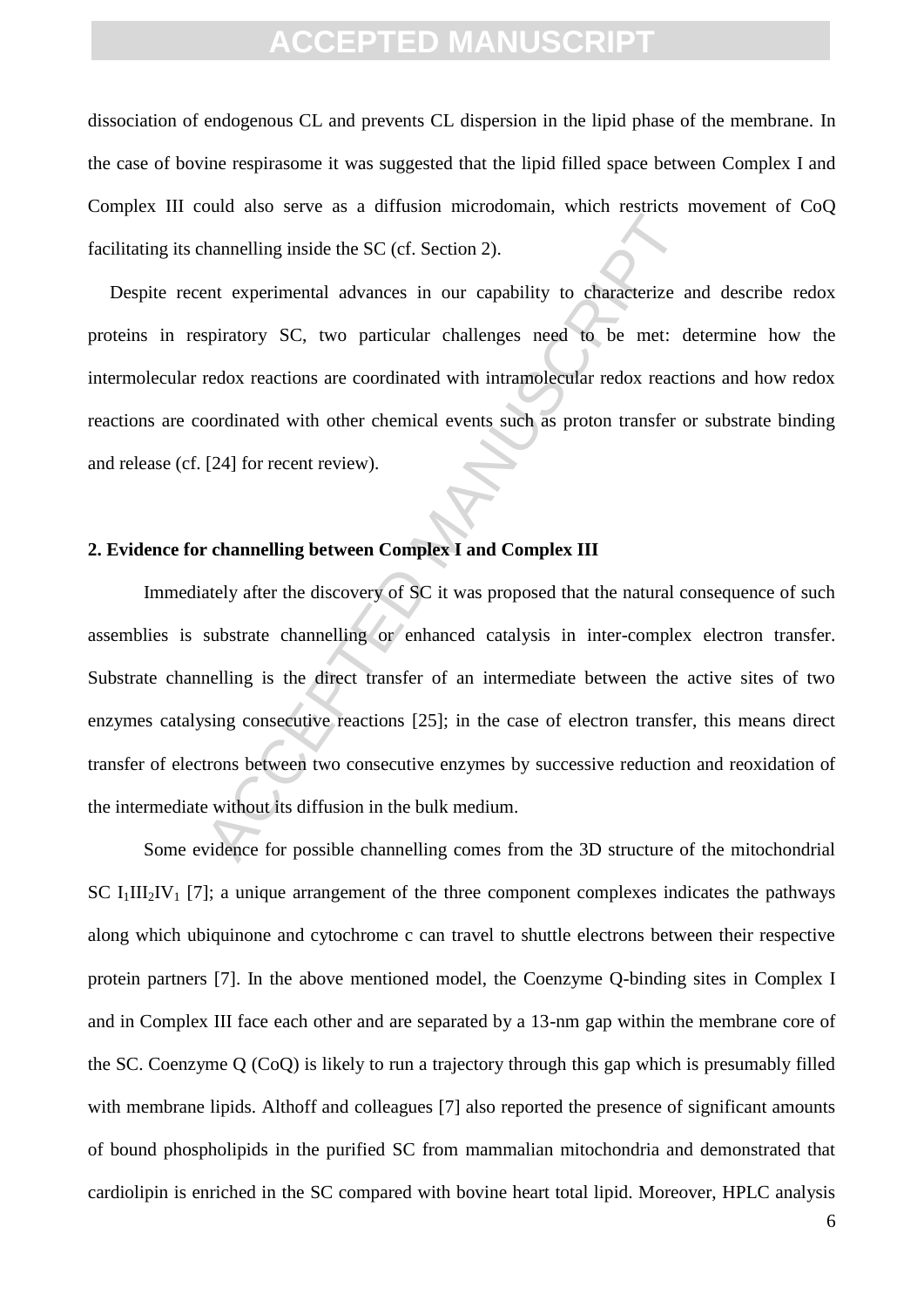dissociation of endogenous CL and prevents CL dispersion in the lipid phase of the membrane. In the case of bovine respirasome it was suggested that the lipid filled space between Complex I and Complex III could also serve as a diffusion microdomain, which restricts movement of CoQ facilitating its channelling inside the SC (cf. Section 2).

Despite recent experimental advances in our capability to characterize and describe redox proteins in respiratory SC, two particular challenges need to be met: determine how the intermolecular redox reactions are coordinated with intramolecular redox reactions and how redox reactions are coordinated with other chemical events such as proton transfer or substrate binding and release (cf. [24] for recent review).

## 2. Evidence for channelling between Complex I and Complex III

Immediately after the discovery of SC it was proposed that the natural consequence of such assemblies is substrate channelling or enhanced catalysis in inter-complex electron transfer. Substrate channelling is the direct transfer of an intermediate between the active sites of two enzymes catalysing consecutive reactions [25]; in the case of electron transfer, this means direct transfer of electrons between two consecutive enzymes by successive reduction and reoxidation of the intermediate without its diffusion in the bulk medium.

Some evidence for possible channelling comes from the 3D structure of the mitochondrial SC $I_1III_2IV_1$ [7]; a unique arrangement of the three component complexes indicates the pathways along which ubiquinone and cytochrome c can travel to shuttle electrons between their respective protein partners [7]. In the above mentioned model, the Coenzyme Q-binding sites in Complex I and in Complex III face each other and are separated by a 13-nm gap within the membrane core of the SC. Coenzyme Q (CoQ) is likely to run a trajectory through this gap which is presumably filled with membrane lipids. Althoff and colleagues [7] also reported the presence of significant amounts of bound phospholipids in the purified SC from mammalian mitochondria and demonstrated that cardiolipin is enriched in the SC compared with bovine heart total lipid. Moreover, HPLC analysis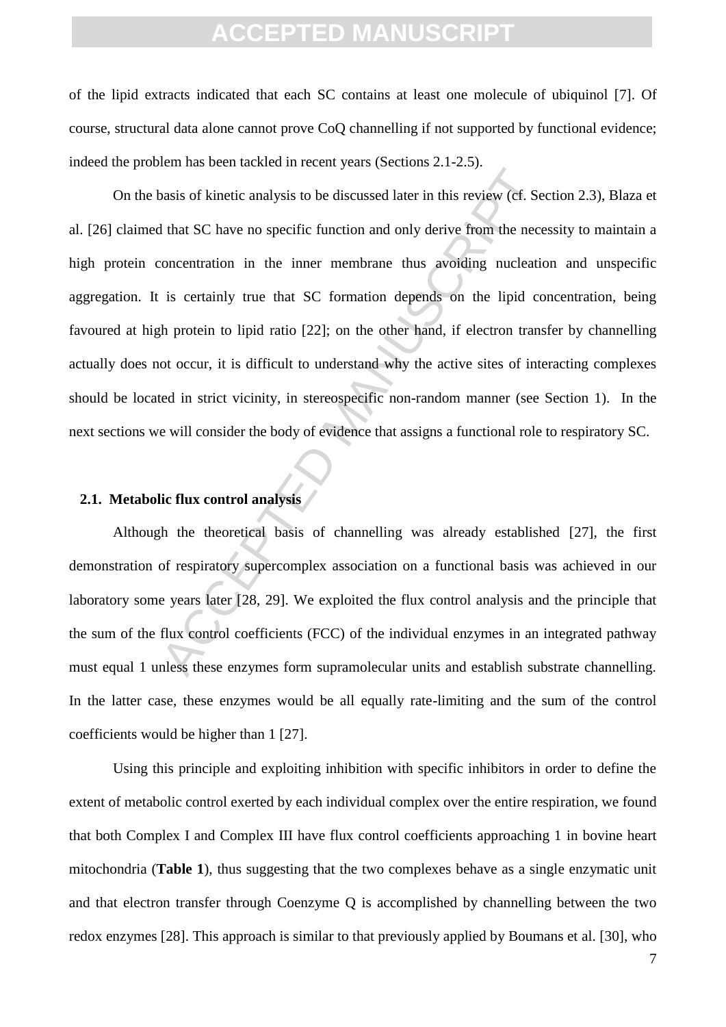of the lipid extracts indicated that each SC contains at least one molecule of ubiquinol [7]. Of course, structural data alone cannot prove CoQ channelling if not supported by functional evidence; indeed the problem has been tackled in recent years (Sections 2.1-2.5).

On the basis of kinetic analysis to be discussed later in this review (cf. Section 2.3), Blaza et al. [26] claimed that SC have no specific function and only derive from the necessity to maintain a high protein concentration in the inner membrane thus avoiding nucleation and unspecific aggregation. It is certainly true that SC formation depends on the lipid concentration, being favoured at high protein to lipid ratio [22]; on the other hand, if electron transfer by channelling actually does not occur, it is difficult to understand why the active sites of interacting complexes should be located in strict vicinity, in stereospecific non-random manner (see Section 1). In the next sections we will consider the body of evidence that assigns a functional role to respiratory SC.

## 2.1. Metabolic flux control analysis

Although the theoretical basis of channelling was already established [27], the first demonstration of respiratory supercomplex association on a functional basis was achieved in our laboratory some years later [28, 29]. We exploited the flux control analysis and the principle that the sum of the flux control coefficients (FCC) of the individual enzymes in an integrated pathway must equal 1 unless these enzymes form supramolecular units and establish substrate channelling. In the latter case, these enzymes would be all equally rate-limiting and the sum of the control coefficients would be higher than 1 [27].

Using this principle and exploiting inhibition with specific inhibitors in order to define the extent of metabolic control exerted by each individual complex over the entire respiration, we found that both Complex I and Complex III have flux control coefficients approaching 1 in bovine heart mitochondria (**Table 1**), thus suggesting that the two complexes behave as a single enzymatic unit and that electron transfer through Coenzyme Q is accomplished by channelling between the two redox enzymes [28]. This approach is similar to that previously applied by Boumans et al. [30], who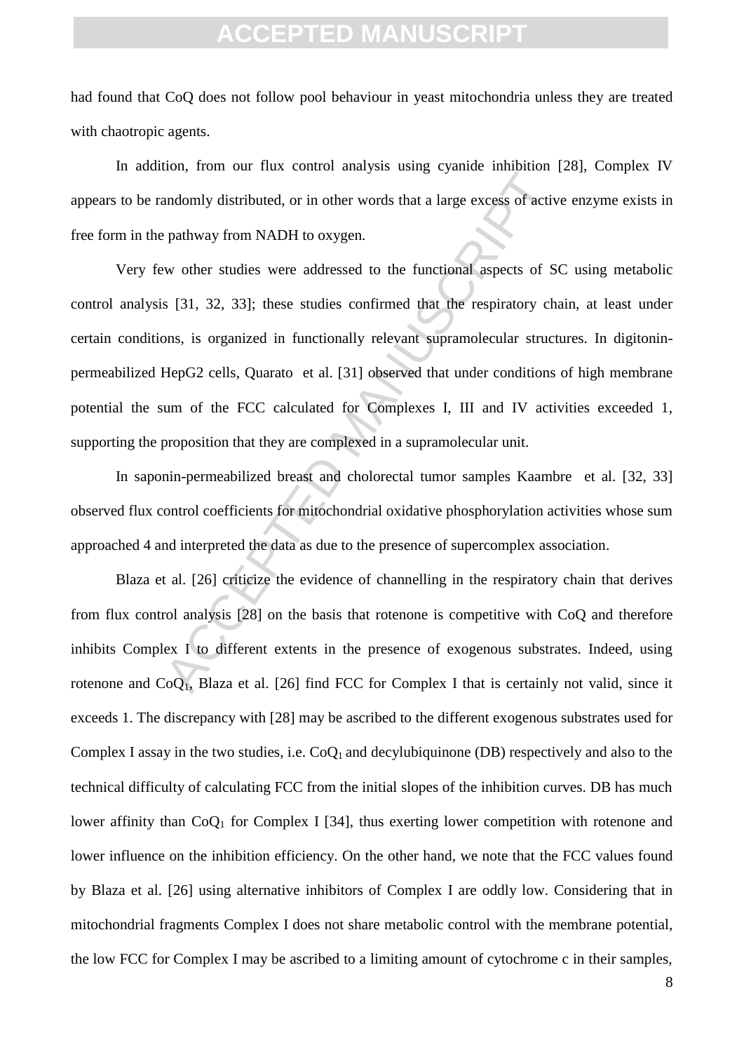had found that CoQ does not follow pool behaviour in yeast mitochondria unless they are treated with chaotropic agents.

In addition, from our flux control analysis using cyanide inhibition [28], Complex IV appears to be randomly distributed, or in other words that a large excess of active enzyme exists in free form in the pathway from NADH to oxygen.

Very few other studies were addressed to the functional aspects of SC using metabolic control analysis [31, 32, 33]; these studies confirmed that the respiratory chain, at least under certain conditions, is organized in functionally relevant supramolecular structures. In digitonin-permeabilized HepG2 cells, Quarato et al. [31] observed that under conditions of high membrane potential the sum of the FCC calculated for Complexes I, III and IV activities exceeded 1, supporting the proposition that they are complexed in a supramolecular unit.

In saponin-permeabilized breast and cholorectal tumor samples Kaambre et al. [32, 33] observed flux control coefficients for mitochondrial oxidative phosphorylation activities whose sum approached 4 and interpreted the data as due to the presence of supercomplex association.

Blaza et al. [26] criticize the evidence of channelling in the respiratory chain that derives from flux control analysis [28] on the basis that rotenone is competitive with CoQ and therefore inhibits Complex I to different extents in the presence of exogenous substrates. Indeed, using rotenone and $CoQ_1$, Blaza et al. [26] find FCC for Complex I that is certainly not valid, since it exceeds 1. The discrepancy with [28] may be ascribed to the different exogenous substrates used for Complex I assay in the two studies, i.e. $CoQ_1$ and decylubiquinone (DB) respectively and also to the technical difficulty of calculating FCC from the initial slopes of the inhibition curves. DB has much lower affinity than $CoQ_1$ for Complex I [34], thus exerting lower competition with rotenone and lower influence on the inhibition efficiency. On the other hand, we note that the FCC values found by Blaza et al. [26] using alternative inhibitors of Complex I are oddly low. Considering that in mitochondrial fragments Complex I does not share metabolic control with the membrane potential, the low FCC for Complex I may be ascribed to a limiting amount of cytochrome c in their samples,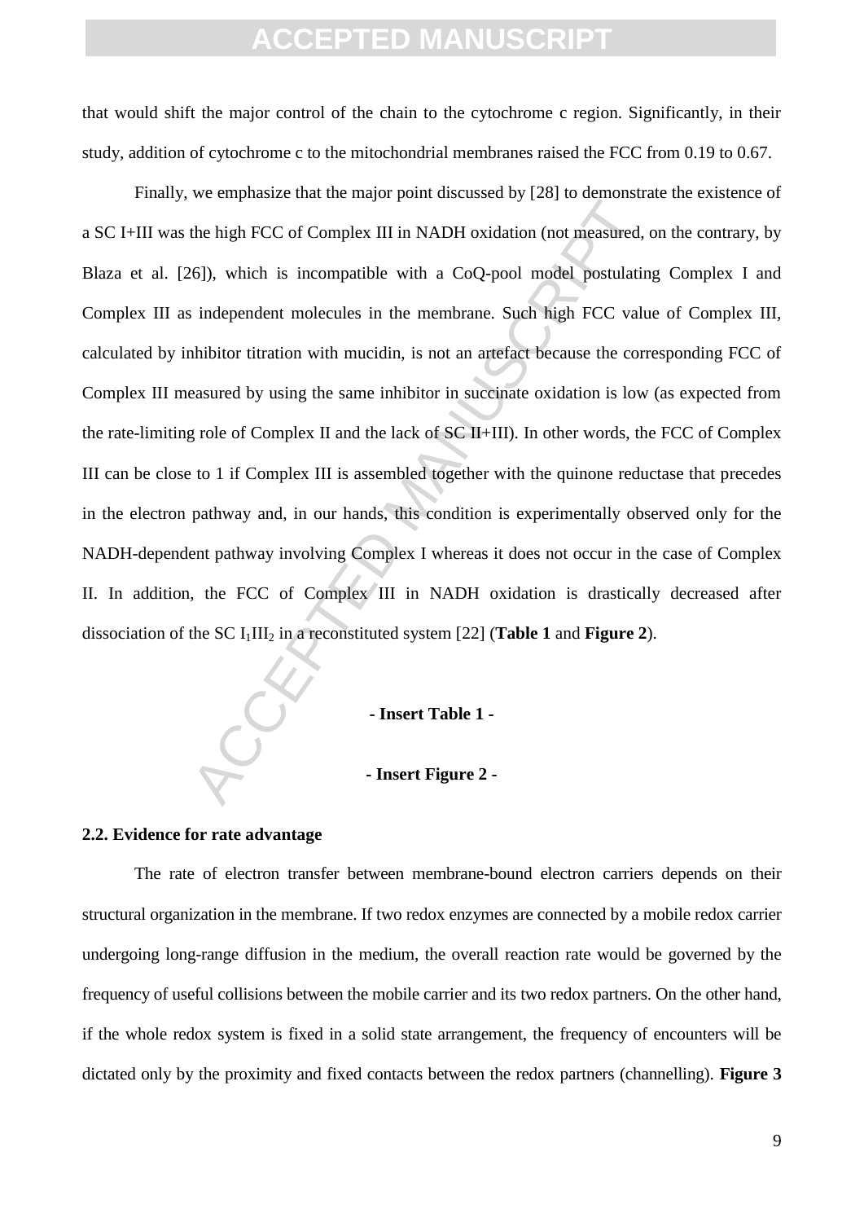that would shift the major control of the chain to the cytochrome c region. Significantly, in their study, addition of cytochrome c to the mitochondrial membranes raised the FCC from 0.19 to 0.67.

Finally, we emphasize that the major point discussed by [28] to demonstrate the existence of a SC I+III was the high FCC of Complex III in NADH oxidation (not measured, on the contrary, by Blaza et al. [26]), which is incompatible with a CoQ-pool model postulating Complex I and Complex III as independent molecules in the membrane. Such high FCC value of Complex III, calculated by inhibitor titration with mucidin, is not an artefact because the corresponding FCC of Complex III measured by using the same inhibitor in succinate oxidation is low (as expected from the rate-limiting role of Complex II and the lack of SC II+III). In other words, the FCC of Complex III can be close to 1 if Complex III is assembled together with the quinone reductase that precedes in the electron pathway and, in our hands, this condition is experimentally observed only for the NADH-dependent pathway involving Complex I whereas it does not occur in the case of Complex II. In addition, the FCC of Complex III in NADH oxidation is drastically decreased after dissociation of the SC $I_1III_2$ in a reconstituted system [22] (**Table 1** and **Figure 2**).

**- Insert Table 1 -**

**- Insert Figure 2 -**

### 2.2. Evidence for rate advantage

The rate of electron transfer between membrane-bound electron carriers depends on their structural organization in the membrane. If two redox enzymes are connected by a mobile redox carrier undergoing long-range diffusion in the medium, the overall reaction rate would be governed by the frequency of useful collisions between the mobile carrier and its two redox partners. On the other hand, if the whole redox system is fixed in a solid state arrangement, the frequency of encounters will be dictated only by the proximity and fixed contacts between the redox partners (channelling). **Figure 3**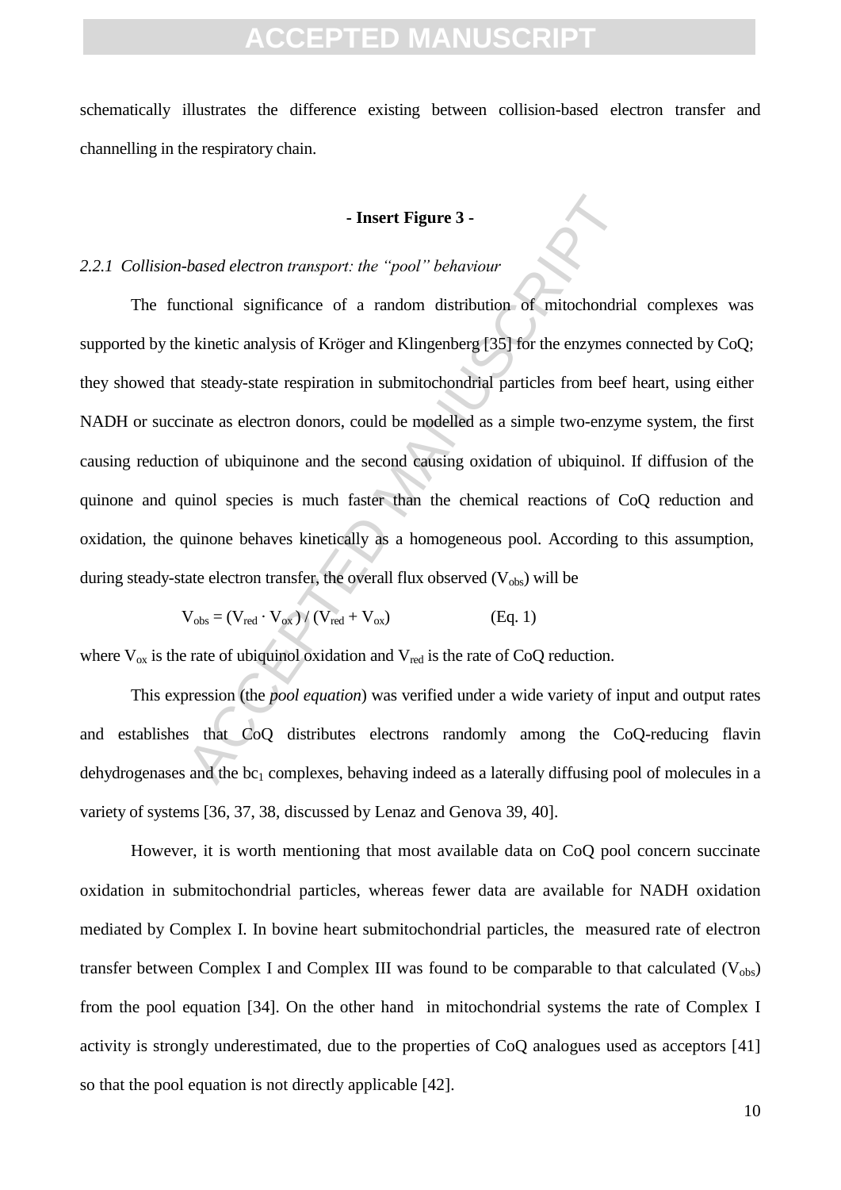schematically illustrates the difference existing between collision-based electron transfer and channelling in the respiratory chain.

**- Insert Figure 3 -**

### *2.2.1 Collision-based electron transport: the "pool" behaviour*

The functional significance of a random distribution of mitochondrial complexes was supported by the kinetic analysis of Kröger and Klingenberg [35] for the enzymes connected by CoQ; they showed that steady-state respiration in submitochondrial particles from beef heart, using either NADH or succinate as electron donors, could be modelled as a simple two-enzyme system, the first causing reduction of ubiquinone and the second causing oxidation of ubiquinol. If diffusion of the quinone and quinol species is much faster than the chemical reactions of CoQ reduction and oxidation, the quinone behaves kinetically as a homogeneous pool. According to this assumption, during steady-state electron transfer, the overall flux observed ($V_{obs}$) will be

$$V_{obs} = (V_{red} \cdot V_{ox}) / (V_{red} + V_{ox}) \qquad \text{(Eq. 1)}$$

where $V_{ox}$ is the rate of ubiquinol oxidation and $V_{red}$ is the rate of CoQ reduction.

This expression (the *pool equation*) was verified under a wide variety of input and output rates and establishes that CoQ distributes electrons randomly among the CoQ-reducing flavin dehydrogenases and the $bc_1$ complexes, behaving indeed as a laterally diffusing pool of molecules in a variety of systems [36, 37, 38, discussed by Lenaz and Genova 39, 40].

However, it is worth mentioning that most available data on CoQ pool concern succinate oxidation in submitochondrial particles, whereas fewer data are available for NADH oxidation mediated by Complex I. In bovine heart submitochondrial particles, the measured rate of electron transfer between Complex I and Complex III was found to be comparable to that calculated ($V_{obs}$) from the pool equation [34]. On the other hand in mitochondrial systems the rate of Complex I activity is strongly underestimated, due to the properties of CoQ analogues used as acceptors [41] so that the pool equation is not directly applicable [42].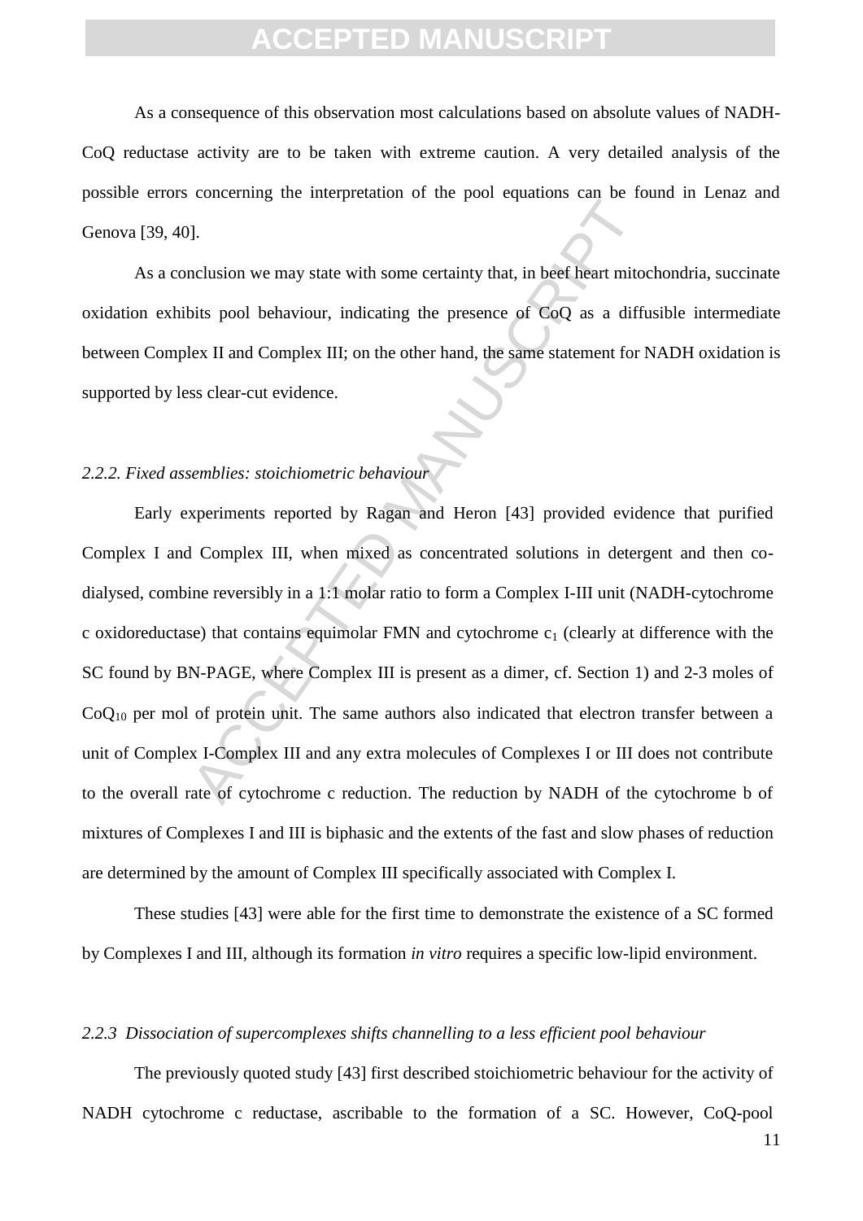As a consequence of this observation most calculations based on absolute values of NADH-CoQ reductase activity are to be taken with extreme caution. A very detailed analysis of the possible errors concerning the interpretation of the pool equations can be found in Lenaz and Genova [39, 40].

As a conclusion we may state with some certainty that, in beef heart mitochondria, succinate oxidation exhibits pool behaviour, indicating the presence of CoQ as a diffusible intermediate between Complex II and Complex III; on the other hand, the same statement for NADH oxidation is supported by less clear-cut evidence.

### *2.2.2. Fixed assemblies: stoichiometric behaviour*

Early experiments reported by Ragan and Heron [43] provided evidence that purified Complex I and Complex III, when mixed as concentrated solutions in detergent and then co-dialysed, combine reversibly in a 1:1 molar ratio to form a Complex I-III unit (NADH-cytochrome c oxidoreductase) that contains equimolar FMN and cytochrome $c_1$ (clearly at difference with the SC found by BN-PAGE, where Complex III is present as a dimer, cf. Section 1) and 2-3 moles of $CoQ_{10}$ per mol of protein unit. The same authors also indicated that electron transfer between a unit of Complex I-Complex III and any extra molecules of Complexes I or III does not contribute to the overall rate of cytochrome c reduction. The reduction by NADH of the cytochrome b of mixtures of Complexes I and III is biphasic and the extents of the fast and slow phases of reduction are determined by the amount of Complex III specifically associated with Complex I.

These studies [43] were able for the first time to demonstrate the existence of a SC formed by Complexes I and III, although its formation *in vitro* requires a specific low-lipid environment.

### *2.2.3 Dissociation of supercomplexes shifts channelling to a less efficient pool behaviour*

The previously quoted study [43] first described stoichiometric behaviour for the activity of NADH cytochrome c reductase, ascribable to the formation of a SC. However, CoQ-pool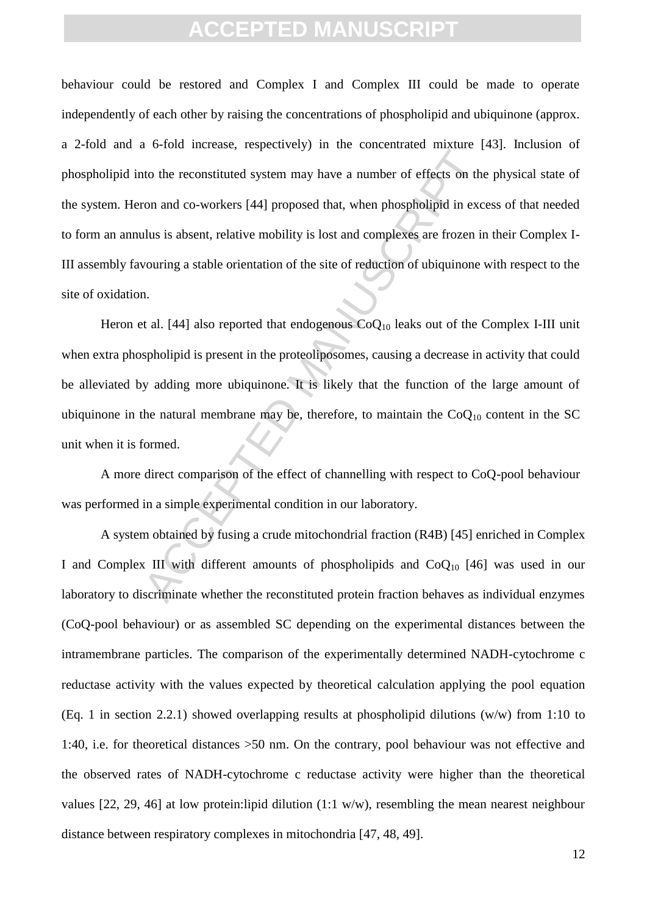behaviour could be restored and Complex I and Complex III could be made to operate independently of each other by raising the concentrations of phospholipid and ubiquinone (approx. a 2-fold and a 6-fold increase, respectively) in the concentrated mixture [43]. Inclusion of phospholipid into the reconstituted system may have a number of effects on the physical state of the system. Heron and co-workers [44] proposed that, when phospholipid in excess of that needed to form an annulus is absent, relative mobility is lost and complexes are frozen in their Complex I-III assembly favouring a stable orientation of the site of reduction of ubiquinone with respect to the site of oxidation.

Heron et al. [44] also reported that endogenous $CoQ_{10}$ leaks out of the Complex I-III unit when extra phospholipid is present in the proteoliposomes, causing a decrease in activity that could be alleviated by adding more ubiquinone. It is likely that the function of the large amount of ubiquinone in the natural membrane may be, therefore, to maintain the $CoQ_{10}$ content in the SC unit when it is formed.

A more direct comparison of the effect of channelling with respect to CoQ-pool behaviour was performed in a simple experimental condition in our laboratory.

A system obtained by fusing a crude mitochondrial fraction (R4B) [45] enriched in Complex I and Complex III with different amounts of phospholipids and $CoQ_{10}$ [46] was used in our laboratory to discriminate whether the reconstituted protein fraction behaves as individual enzymes (CoQ-pool behaviour) or as assembled SC depending on the experimental distances between the intramembrane particles. The comparison of the experimentally determined NADH-cytochrome c reductase activity with the values expected by theoretical calculation applying the pool equation (Eq. 1 in section 2.2.1) showed overlapping results at phospholipid dilutions (w/w) from 1:10 to 1:40, i.e. for theoretical distances >50 nm. On the contrary, pool behaviour was not effective and the observed rates of NADH-cytochrome c reductase activity were higher than the theoretical values [22, 29, 46] at low protein:lipid dilution (1:1 w/w), resembling the mean nearest neighbour distance between respiratory complexes in mitochondria [47, 48, 49].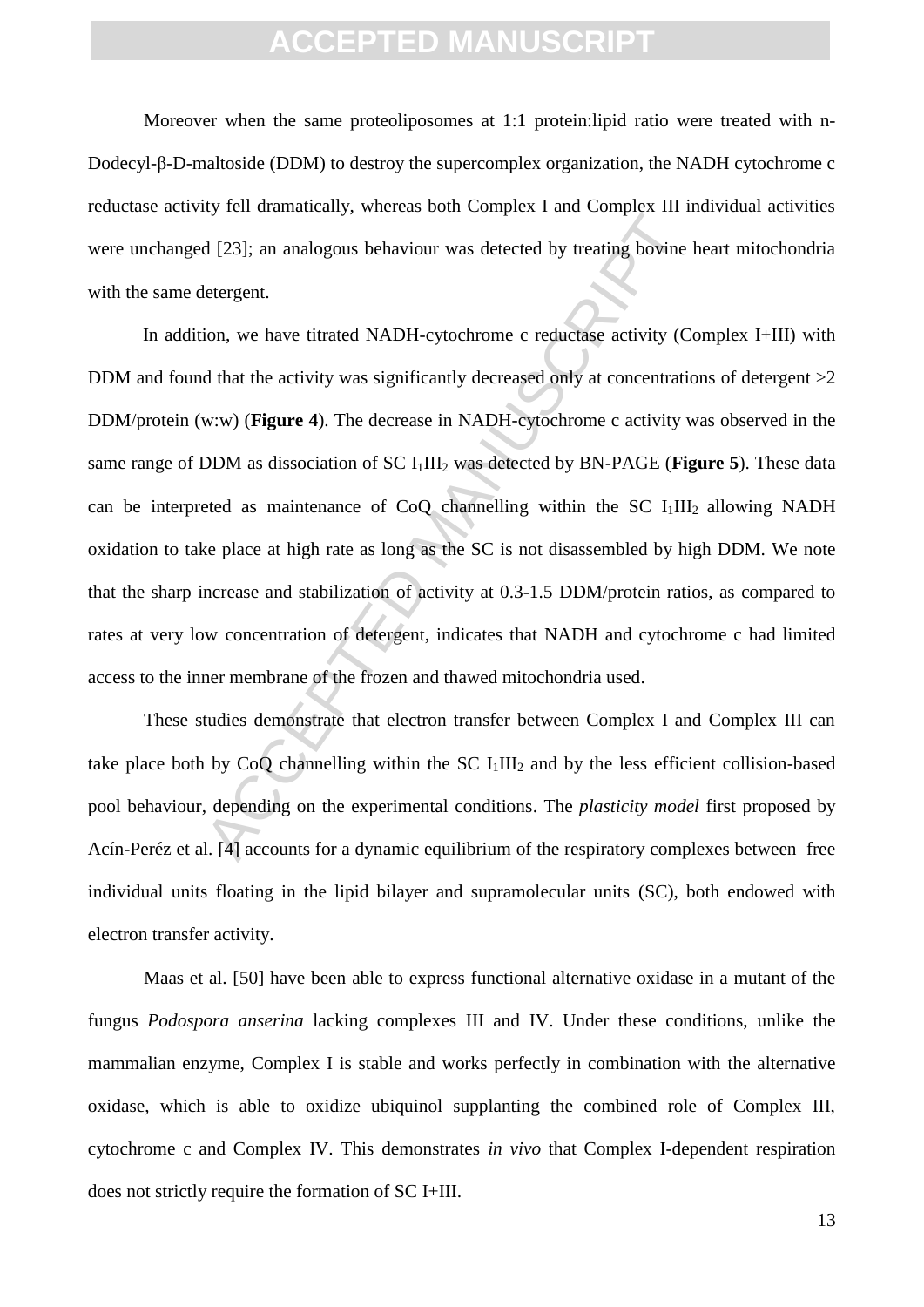Moreover when the same proteoliposomes at 1:1 protein:lipid ratio were treated with n-Dodecyl-β-D-maltoside (DDM) to destroy the supercomplex organization, the NADH cytochrome c reductase activity fell dramatically, whereas both Complex I and Complex III individual activities were unchanged [23]; an analogous behaviour was detected by treating bovine heart mitochondria with the same detergent.

In addition, we have titrated NADH-cytochrome c reductase activity (Complex I+III) with DDM and found that the activity was significantly decreased only at concentrations of detergent >2 DDM/protein (w:w) (**Figure 4**). The decrease in NADH-cytochrome c activity was observed in the same range of DDM as dissociation of SC $I_1III_2$ was detected by BN-PAGE (**Figure 5**). These data can be interpreted as maintenance of CoQ channelling within the SC $I_1III_2$ allowing NADH oxidation to take place at high rate as long as the SC is not disassembled by high DDM. We note that the sharp increase and stabilization of activity at 0.3-1.5 DDM/protein ratios, as compared to rates at very low concentration of detergent, indicates that NADH and cytochrome c had limited access to the inner membrane of the frozen and thawed mitochondria used.

These studies demonstrate that electron transfer between Complex I and Complex III can take place both by CoQ channelling within the SC $I_1III_2$ and by the less efficient collision-based pool behaviour, depending on the experimental conditions. The *plasticity model* first proposed by Acín-Peréz et al. [4] accounts for a dynamic equilibrium of the respiratory complexes between free individual units floating in the lipid bilayer and supramolecular units (SC), both endowed with electron transfer activity.

Maas et al. [50] have been able to express functional alternative oxidase in a mutant of the fungus *Podospora anserina* lacking complexes III and IV. Under these conditions, unlike the mammalian enzyme, Complex I is stable and works perfectly in combination with the alternative oxidase, which is able to oxidize ubiquinol supplanting the combined role of Complex III, cytochrome c and Complex IV. This demonstrates *in vivo* that Complex I-dependent respiration does not strictly require the formation of SC I+III.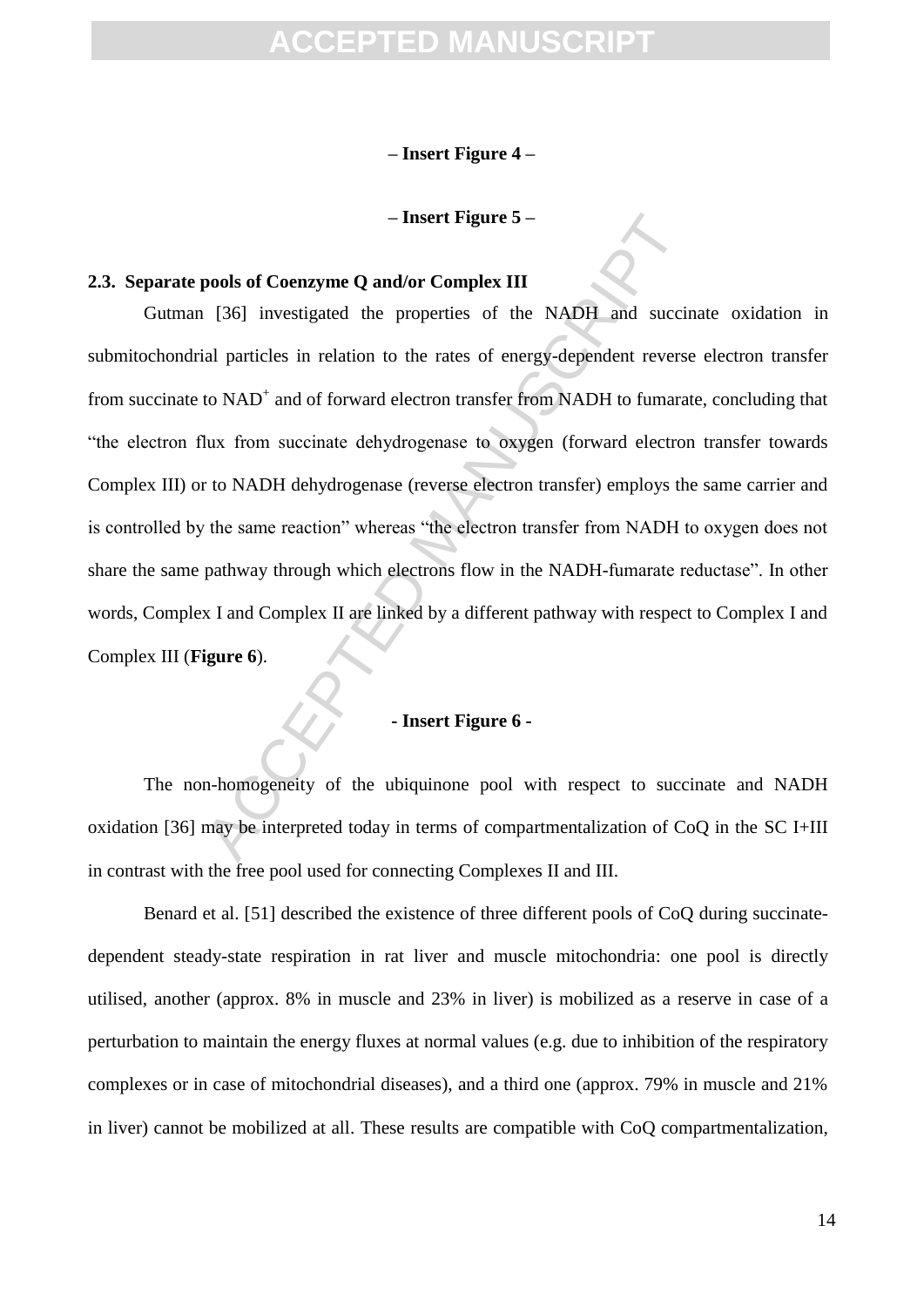– **Insert Figure 4** –

– **Insert Figure 5** –

### 2.3. Separate pools of Coenzyme Q and/or Complex III

Gutman [36] investigated the properties of the NADH and succinate oxidation in submitochondrial particles in relation to the rates of energy-dependent reverse electron transfer from succinate to $NAD^+$ and of forward electron transfer from NADH to fumarate, concluding that "the electron flux from succinate dehydrogenase to oxygen (forward electron transfer towards Complex III) or to NADH dehydrogenase (reverse electron transfer) employs the same carrier and is controlled by the same reaction" whereas "the electron transfer from NADH to oxygen does not share the same pathway through which electrons flow in the NADH-fumarate reductase". In other words, Complex I and Complex II are linked by a different pathway with respect to Complex I and Complex III (**Figure 6**).

**- Insert Figure 6 -**

The non-homogeneity of the ubiquinone pool with respect to succinate and NADH oxidation [36] may be interpreted today in terms of compartmentalization of CoQ in the SC I+III in contrast with the free pool used for connecting Complexes II and III.

Benard et al. [51] described the existence of three different pools of CoQ during succinate-dependent steady-state respiration in rat liver and muscle mitochondria: one pool is directly utilised, another (approx. 8% in muscle and 23% in liver) is mobilized as a reserve in case of a perturbation to maintain the energy fluxes at normal values (e.g. due to inhibition of the respiratory complexes or in case of mitochondrial diseases), and a third one (approx. 79% in muscle and 21% in liver) cannot be mobilized at all. These results are compatible with CoQ compartmentalization,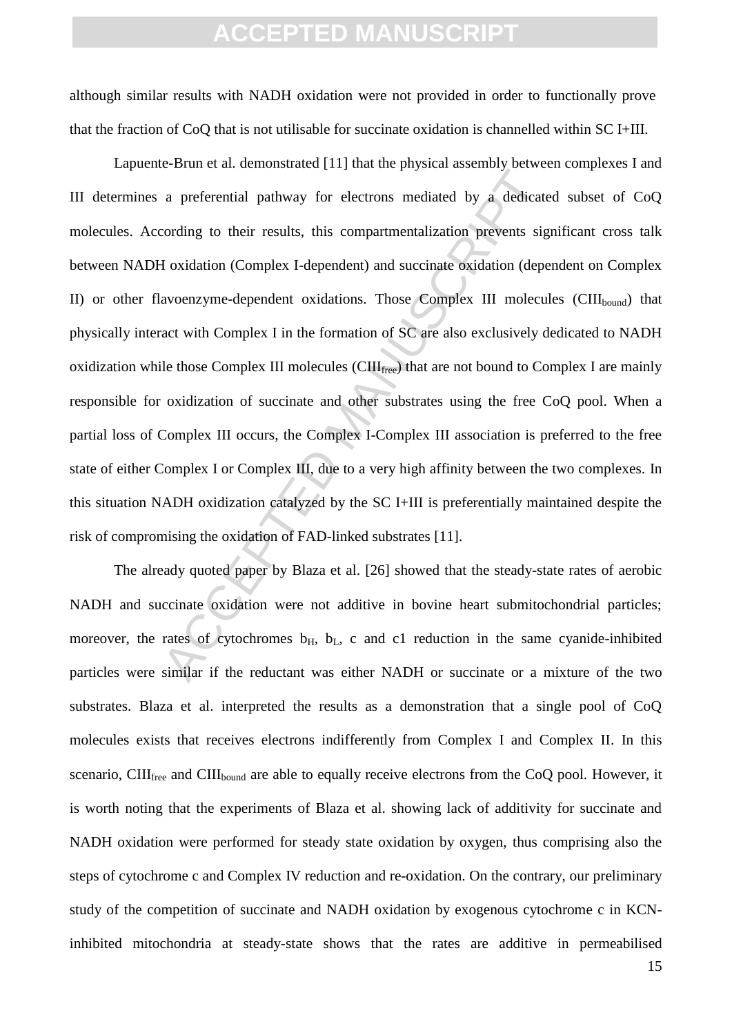although similar results with NADH oxidation were not provided in order to functionally prove that the fraction of CoQ that is not utilisable for succinate oxidation is channelled within SC I+III.

Lapuente-Brun et al. demonstrated [11] that the physical assembly between complexes I and III determines a preferential pathway for electrons mediated by a dedicated subset of CoQ molecules. According to their results, this compartmentalization prevents significant cross talk between NADH oxidation (Complex I-dependent) and succinate oxidation (dependent on Complex II) or other flavoenzyme-dependent oxidations. Those Complex III molecules ($CIII_{bound}$) that physically interact with Complex I in the formation of SC are also exclusively dedicated to NADH oxidization while those Complex III molecules ($CIII_{free}$) that are not bound to Complex I are mainly responsible for oxidization of succinate and other substrates using the free CoQ pool. When a partial loss of Complex III occurs, the Complex I-Complex III association is preferred to the free state of either Complex I or Complex III, due to a very high affinity between the two complexes. In this situation NADH oxidization catalyzed by the SC I+III is preferentially maintained despite the risk of compromising the oxidation of FAD-linked substrates [11].

The already quoted paper by Blaza et al. [26] showed that the steady-state rates of aerobic NADH and succinate oxidation were not additive in bovine heart submitochondrial particles; moreover, the rates of cytochromes $b_H$, $b_L$, c and c1 reduction in the same cyanide-inhibited particles were similar if the reductant was either NADH or succinate or a mixture of the two substrates. Blaza et al. interpreted the results as a demonstration that a single pool of CoQ molecules exists that receives electrons indifferently from Complex I and Complex II. In this scenario, $CIII_{free}$ and $CIII_{bound}$ are able to equally receive electrons from the CoQ pool. However, it is worth noting that the experiments of Blaza et al. showing lack of additivity for succinate and NADH oxidation were performed for steady state oxidation by oxygen, thus comprising also the steps of cytochrome c and Complex IV reduction and re-oxidation. On the contrary, our preliminary study of the competition of succinate and NADH oxidation by exogenous cytochrome c in KCN-inhibited mitochondria at steady-state shows that the rates are additive in permeabilised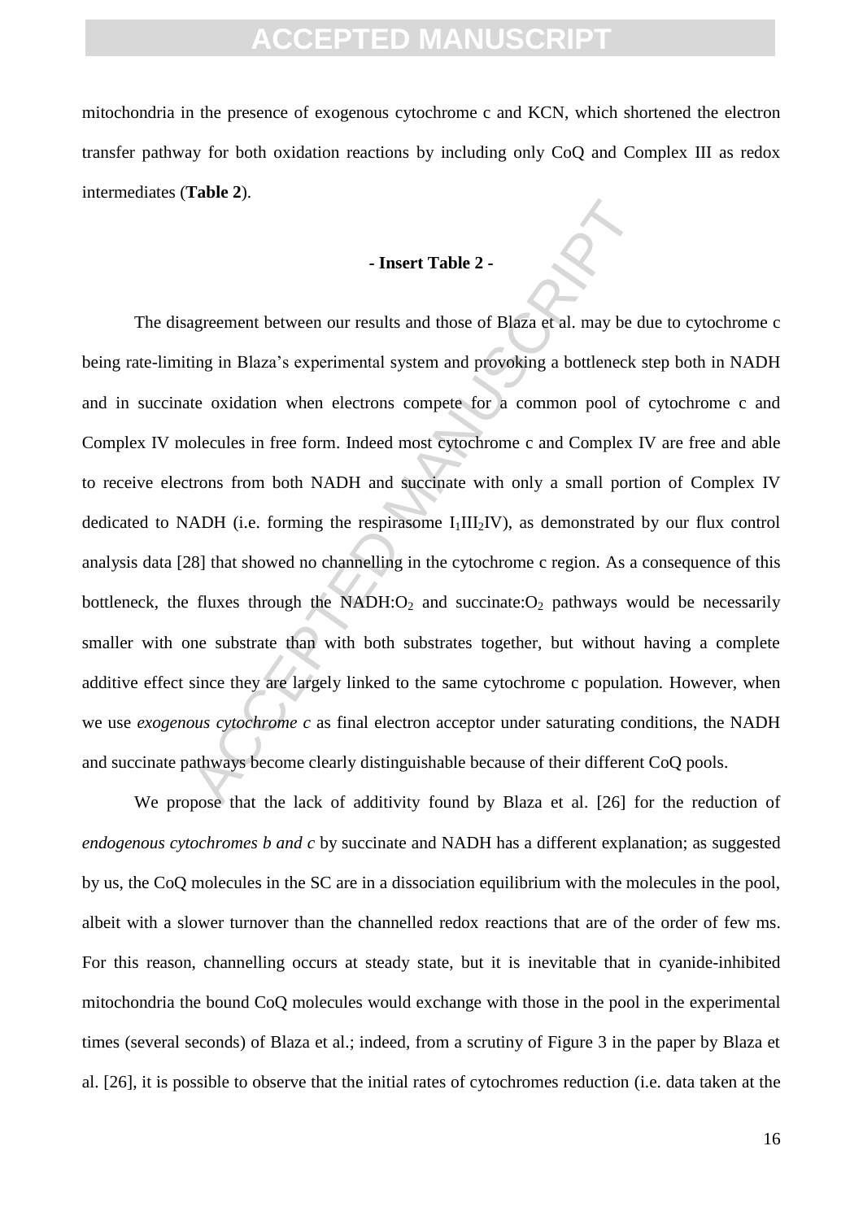mitochondria in the presence of exogenous cytochrome c and KCN, which shortened the electron transfer pathway for both oxidation reactions by including only CoQ and Complex III as redox intermediates (**Table 2**).

**- Insert Table 2 -**

The disagreement between our results and those of Blaza et al. may be due to cytochrome c being rate-limiting in Blaza's experimental system and provoking a bottleneck step both in NADH and in succinate oxidation when electrons compete for a common pool of cytochrome c and Complex IV molecules in free form. Indeed most cytochrome c and Complex IV are free and able to receive electrons from both NADH and succinate with only a small portion of Complex IV dedicated to NADH (i.e. forming the respirasome $I_1III_2IV$), as demonstrated by our flux control analysis data [28] that showed no channelling in the cytochrome c region. As a consequence of this bottleneck, the fluxes through the NADH:$O_2$ and succinate:$O_2$ pathways would be necessarily smaller with one substrate than with both substrates together, but without having a complete additive effect since they are largely linked to the same cytochrome c population. However, when we use *exogenous cytochrome c* as final electron acceptor under saturating conditions, the NADH and succinate pathways become clearly distinguishable because of their different CoQ pools.

We propose that the lack of additivity found by Blaza et al. [26] for the reduction of *endogenous cytochromes b and c* by succinate and NADH has a different explanation; as suggested by us, the CoQ molecules in the SC are in a dissociation equilibrium with the molecules in the pool, albeit with a slower turnover than the channelled redox reactions that are of the order of few ms. For this reason, channelling occurs at steady state, but it is inevitable that in cyanide-inhibited mitochondria the bound CoQ molecules would exchange with those in the pool in the experimental times (several seconds) of Blaza et al.; indeed, from a scrutiny of Figure 3 in the paper by Blaza et al. [26], it is possible to observe that the initial rates of cytochromes reduction (i.e. data taken at the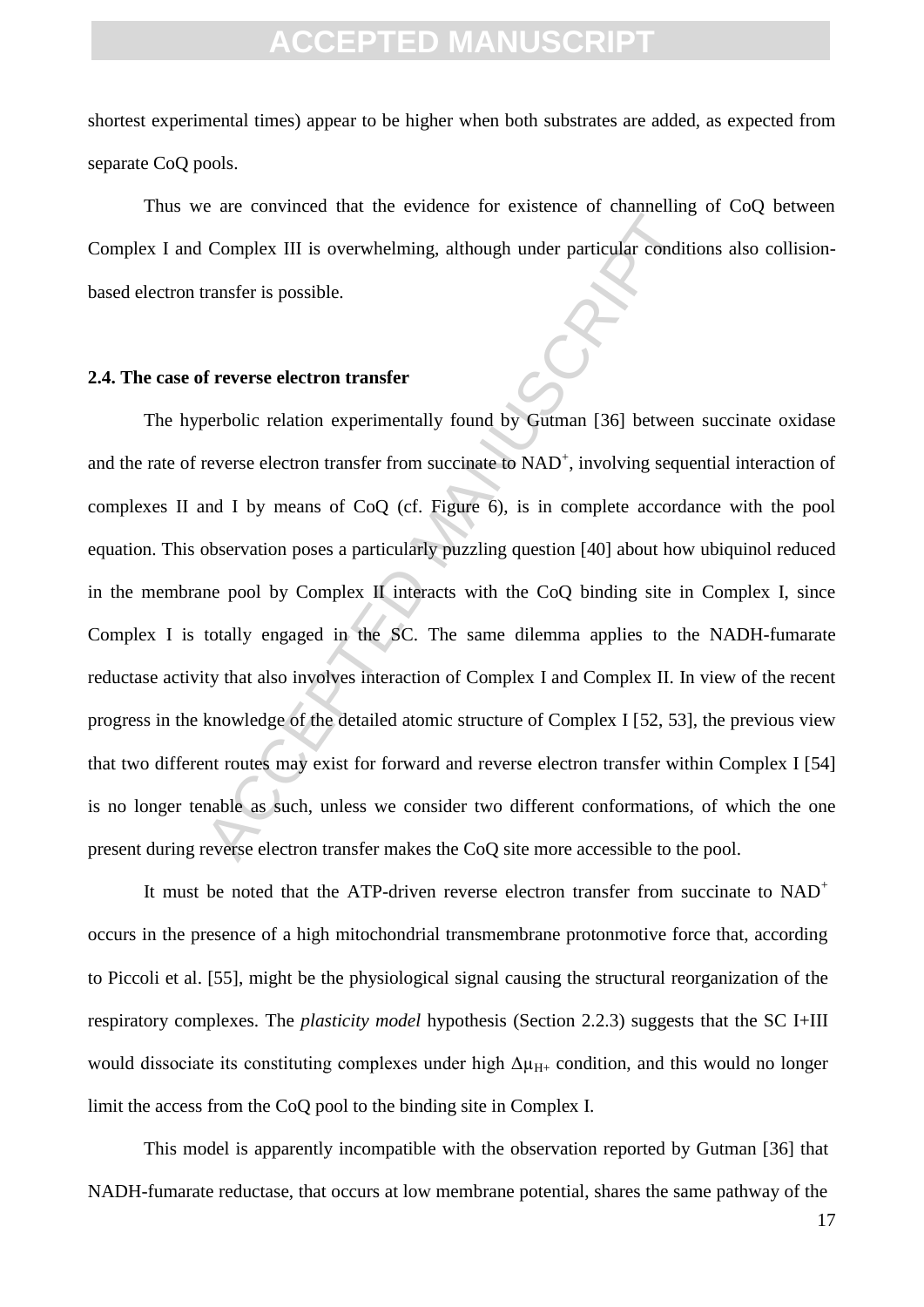shortest experimental times) appear to be higher when both substrates are added, as expected from separate CoQ pools.

Thus we are convinced that the evidence for existence of channelling of CoQ between Complex I and Complex III is overwhelming, although under particular conditions also collision-based electron transfer is possible.

### 2.4. The case of reverse electron transfer

The hyperbolic relation experimentally found by Gutman [36] between succinate oxidase and the rate of reverse electron transfer from succinate to $NAD^+$, involving sequential interaction of complexes II and I by means of CoQ (cf. Figure 6), is in complete accordance with the pool equation. This observation poses a particularly puzzling question [40] about how ubiquinol reduced in the membrane pool by Complex II interacts with the CoQ binding site in Complex I, since Complex I is totally engaged in the SC. The same dilemma applies to the NADH-fumarate reductase activity that also involves interaction of Complex I and Complex II. In view of the recent progress in the knowledge of the detailed atomic structure of Complex I [52, 53], the previous view that two different routes may exist for forward and reverse electron transfer within Complex I [54] is no longer tenable as such, unless we consider two different conformations, of which the one present during reverse electron transfer makes the CoQ site more accessible to the pool.

It must be noted that the ATP-driven reverse electron transfer from succinate to $NAD^+$ occurs in the presence of a high mitochondrial transmembrane protonmotive force that, according to Piccoli et al. [55], might be the physiological signal causing the structural reorganization of the respiratory complexes. The *plasticity model* hypothesis (Section 2.2.3) suggests that the SC I+III would dissociate its constituting complexes under high $\Delta\mu_{H^+}$ condition, and this would no longer limit the access from the CoQ pool to the binding site in Complex I.

This model is apparently incompatible with the observation reported by Gutman [36] that NADH-fumarate reductase, that occurs at low membrane potential, shares the same pathway of the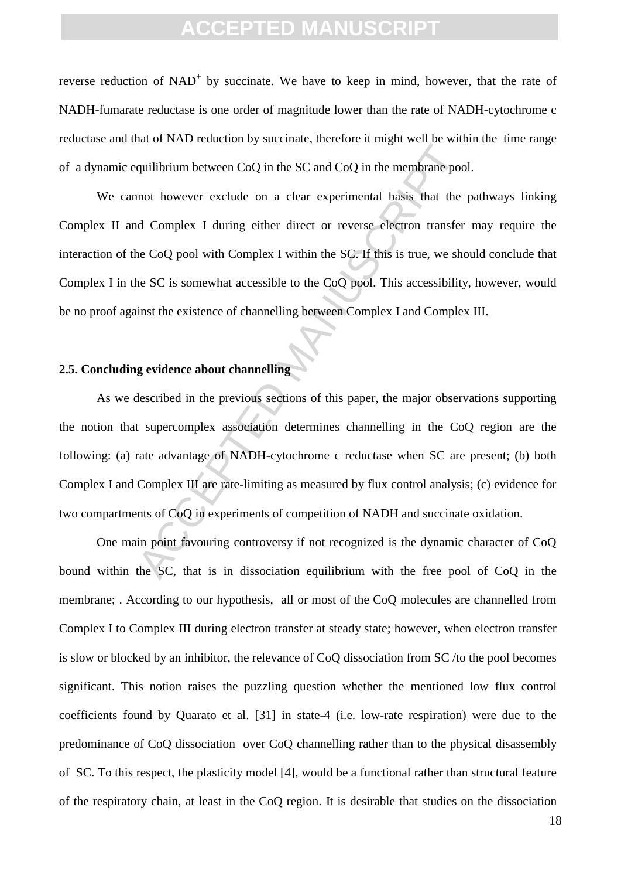reverse reduction of $NAD^+$ by succinate. We have to keep in mind, however, that the rate of NADH-fumarate reductase is one order of magnitude lower than the rate of NADH-cytochrome c reductase and that of NAD reduction by succinate, therefore it might well be within the time range of a dynamic equilibrium between CoQ in the SC and CoQ in the membrane pool.

We cannot however exclude on a clear experimental basis that the pathways linking Complex II and Complex I during either direct or reverse electron transfer may require the interaction of the CoQ pool with Complex I within the SC. If this is true, we should conclude that Complex I in the SC is somewhat accessible to the CoQ pool. This accessibility, however, would be no proof against the existence of channelling between Complex I and Complex III.

### 2.5. Concluding evidence about channelling

As we described in the previous sections of this paper, the major observations supporting the notion that supercomplex association determines channelling in the CoQ region are the following: (a) rate advantage of NADH-cytochrome c reductase when SC are present; (b) both Complex I and Complex III are rate-limiting as measured by flux control analysis; (c) evidence for two compartments of CoQ in experiments of competition of NADH and succinate oxidation.

One main point favouring controversy if not recognized is the dynamic character of CoQ bound within the SC, that is in dissociation equilibrium with the free pool of CoQ in the membrane; . According to our hypothesis, all or most of the CoQ molecules are channelled from Complex I to Complex III during electron transfer at steady state; however, when electron transfer is slow or blocked by an inhibitor, the relevance of CoQ dissociation from SC /to the pool becomes significant. This notion raises the puzzling question whether the mentioned low flux control coefficients found by Quarato et al. [31] in state-4 (i.e. low-rate respiration) were due to the predominance of CoQ dissociation over CoQ channelling rather than to the physical disassembly of SC. To this respect, the plasticity model [4], would be a functional rather than structural feature of the respiratory chain, at least in the CoQ region. It is desirable that studies on the dissociation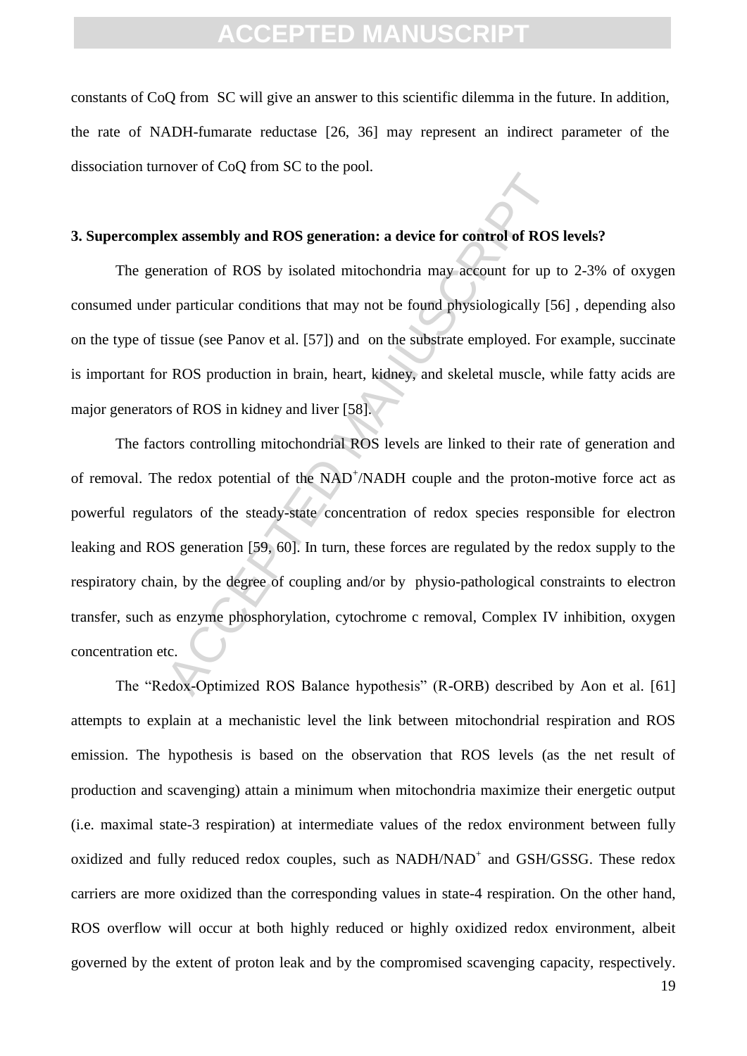constants of CoQ from SC will give an answer to this scientific dilemma in the future. In addition, the rate of NADH-fumarate reductase [26, 36] may represent an indirect parameter of the dissociation turnover of CoQ from SC to the pool.

### 3. Supercomplex assembly and ROS generation: a device for control of ROS levels?

The generation of ROS by isolated mitochondria may account for up to 2-3% of oxygen consumed under particular conditions that may not be found physiologically [56] , depending also on the type of tissue (see Panov et al. [57]) and on the substrate employed. For example, succinate is important for ROS production in brain, heart, kidney, and skeletal muscle, while fatty acids are major generators of ROS in kidney and liver [58].

The factors controlling mitochondrial ROS levels are linked to their rate of generation and of removal. The redox potential of the $NAD^+$/NADH couple and the proton-motive force act as powerful regulators of the steady-state concentration of redox species responsible for electron leaking and ROS generation [59, 60]. In turn, these forces are regulated by the redox supply to the respiratory chain, by the degree of coupling and/or by physio-pathological constraints to electron transfer, such as enzyme phosphorylation, cytochrome c removal, Complex IV inhibition, oxygen concentration etc.

The "Redox-Optimized ROS Balance hypothesis" (R-ORB) described by Aon et al. [61] attempts to explain at a mechanistic level the link between mitochondrial respiration and ROS emission. The hypothesis is based on the observation that ROS levels (as the net result of production and scavenging) attain a minimum when mitochondria maximize their energetic output (i.e. maximal state-3 respiration) at intermediate values of the redox environment between fully oxidized and fully reduced redox couples, such as NADH/$NAD^+$ and GSH/GSSG. These redox carriers are more oxidized than the corresponding values in state-4 respiration. On the other hand, ROS overflow will occur at both highly reduced or highly oxidized redox environment, albeit governed by the extent of proton leak and by the compromised scavenging capacity, respectively.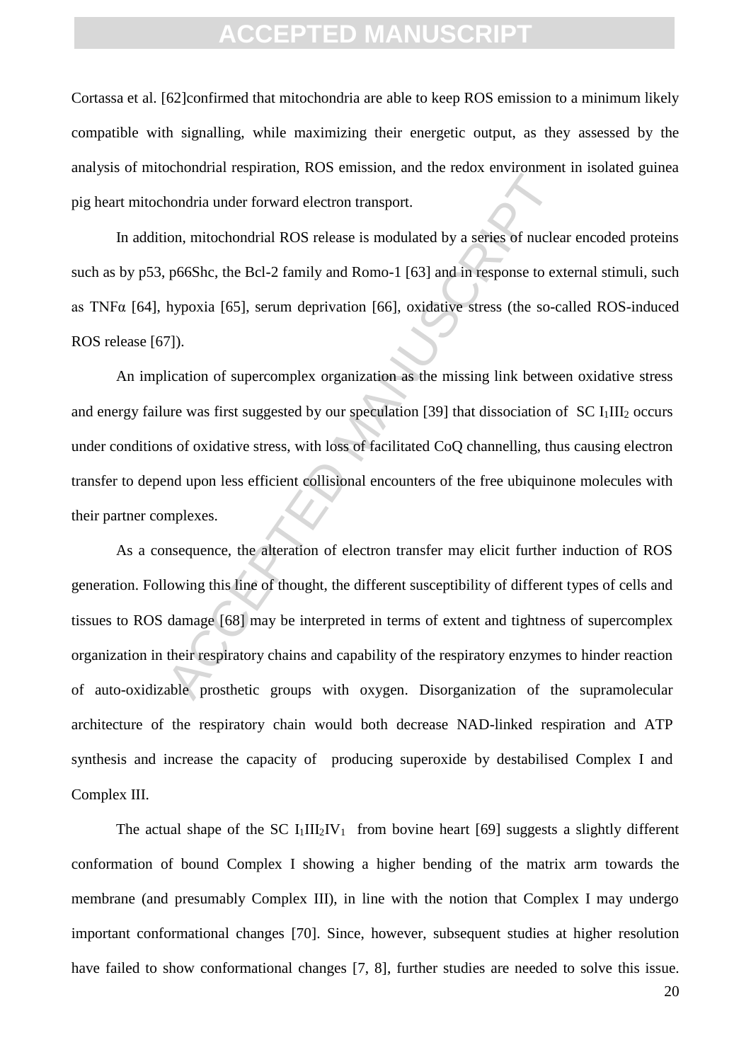Cortassa et al. [62]confirmed that mitochondria are able to keep ROS emission to a minimum likely compatible with signalling, while maximizing their energetic output, as they assessed by the analysis of mitochondrial respiration, ROS emission, and the redox environment in isolated guinea pig heart mitochondria under forward electron transport.

In addition, mitochondrial ROS release is modulated by a series of nuclear encoded proteins such as by p53, p66Shc, the Bcl-2 family and Romo-1 [63] and in response to external stimuli, such as TNFα [64], hypoxia [65], serum deprivation [66], oxidative stress (the so-called ROS-induced ROS release [67]).

An implication of supercomplex organization as the missing link between oxidative stress and energy failure was first suggested by our speculation [39] that dissociation of SC $I_1III_2$ occurs under conditions of oxidative stress, with loss of facilitated CoQ channelling, thus causing electron transfer to depend upon less efficient collisional encounters of the free ubiquinone molecules with their partner complexes.

As a consequence, the alteration of electron transfer may elicit further induction of ROS generation. Following this line of thought, the different susceptibility of different types of cells and tissues to ROS damage [68] may be interpreted in terms of extent and tightness of supercomplex organization in their respiratory chains and capability of the respiratory enzymes to hinder reaction of auto-oxidizable prosthetic groups with oxygen. Disorganization of the supramolecular architecture of the respiratory chain would both decrease NAD-linked respiration and ATP synthesis and increase the capacity of producing superoxide by destabilised Complex I and Complex III.

The actual shape of the SC $I_1III_2IV_1$ from bovine heart [69] suggests a slightly different conformation of bound Complex I showing a higher bending of the matrix arm towards the membrane (and presumably Complex III), in line with the notion that Complex I may undergo important conformational changes [70]. Since, however, subsequent studies at higher resolution have failed to show conformational changes [7, 8], further studies are needed to solve this issue.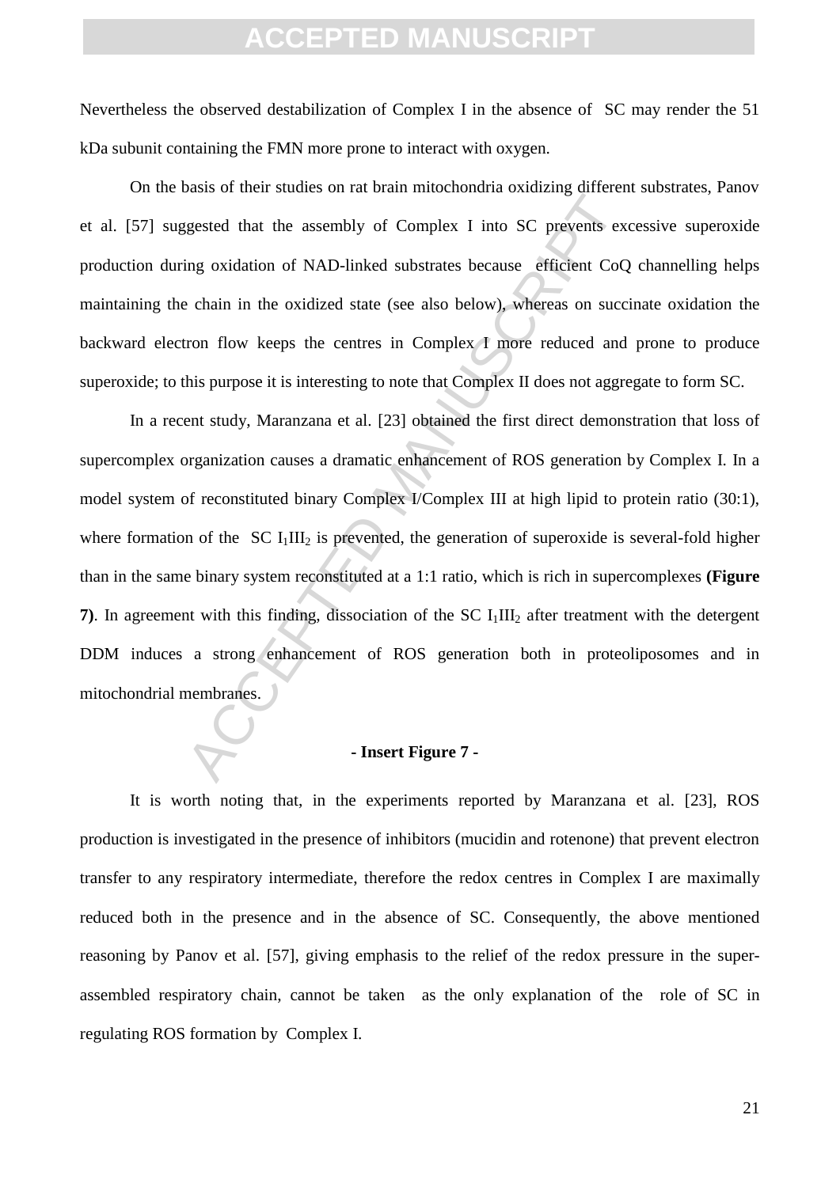Nevertheless the observed destabilization of Complex I in the absence of SC may render the 51 kDa subunit containing the FMN more prone to interact with oxygen.

On the basis of their studies on rat brain mitochondria oxidizing different substrates, Panov et al. [57] suggested that the assembly of Complex I into SC prevents excessive superoxide production during oxidation of NAD-linked substrates because efficient CoQ channelling helps maintaining the chain in the oxidized state (see also below), whereas on succinate oxidation the backward electron flow keeps the centres in Complex I more reduced and prone to produce superoxide; to this purpose it is interesting to note that Complex II does not aggregate to form SC.

In a recent study, Maranzana et al. [23] obtained the first direct demonstration that loss of supercomplex organization causes a dramatic enhancement of ROS generation by Complex I. In a model system of reconstituted binary Complex I/Complex III at high lipid to protein ratio (30:1), where formation of the SC $I_1III_2$ is prevented, the generation of superoxide is several-fold higher than in the same binary system reconstituted at a 1:1 ratio, which is rich in supercomplexes **(Figure 7)**. In agreement with this finding, dissociation of the SC $I_1III_2$ after treatment with the detergent DDM induces a strong enhancement of ROS generation both in proteoliposomes and in mitochondrial membranes.

**- Insert Figure 7 -**

It is worth noting that, in the experiments reported by Maranzana et al. [23], ROS production is investigated in the presence of inhibitors (mucidin and rotenone) that prevent electron transfer to any respiratory intermediate, therefore the redox centres in Complex I are maximally reduced both in the presence and in the absence of SC. Consequently, the above mentioned reasoning by Panov et al. [57], giving emphasis to the relief of the redox pressure in the super-assembled respiratory chain, cannot be taken as the only explanation of the role of SC in regulating ROS formation by Complex I.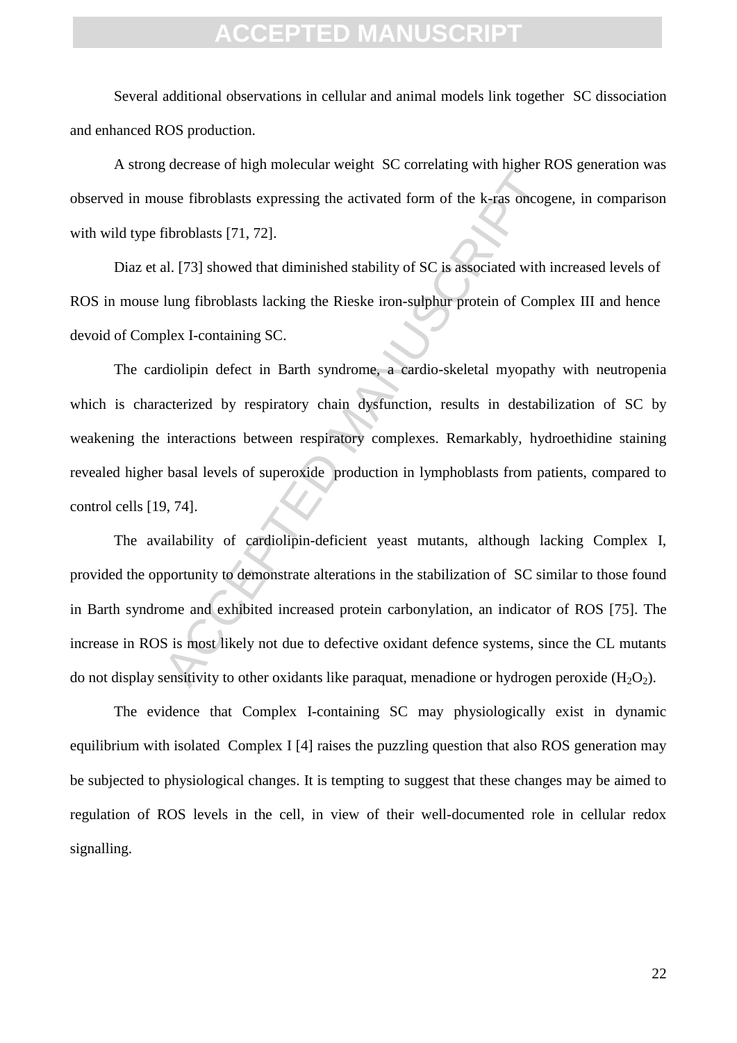Several additional observations in cellular and animal models link together SC dissociation and enhanced ROS production.

A strong decrease of high molecular weight SC correlating with higher ROS generation was observed in mouse fibroblasts expressing the activated form of the k-ras oncogene, in comparison with wild type fibroblasts [71, 72].

Diaz et al. [73] showed that diminished stability of SC is associated with increased levels of ROS in mouse lung fibroblasts lacking the Rieske iron-sulphur protein of Complex III and hence devoid of Complex I-containing SC.

The cardiolipin defect in Barth syndrome, a cardio-skeletal myopathy with neutropenia which is characterized by respiratory chain dysfunction, results in destabilization of SC by weakening the interactions between respiratory complexes. Remarkably, hydroethidine staining revealed higher basal levels of superoxide production in lymphoblasts from patients, compared to control cells [19, 74].

The availability of cardiolipin-deficient yeast mutants, although lacking Complex I, provided the opportunity to demonstrate alterations in the stabilization of SC similar to those found in Barth syndrome and exhibited increased protein carbonylation, an indicator of ROS [75]. The increase in ROS is most likely not due to defective oxidant defence systems, since the CL mutants do not display sensitivity to other oxidants like paraquat, menadione or hydrogen peroxide ($H_2O_2$).

The evidence that Complex I-containing SC may physiologically exist in dynamic equilibrium with isolated Complex I [4] raises the puzzling question that also ROS generation may be subjected to physiological changes. It is tempting to suggest that these changes may be aimed to regulation of ROS levels in the cell, in view of their well-documented role in cellular redox signalling.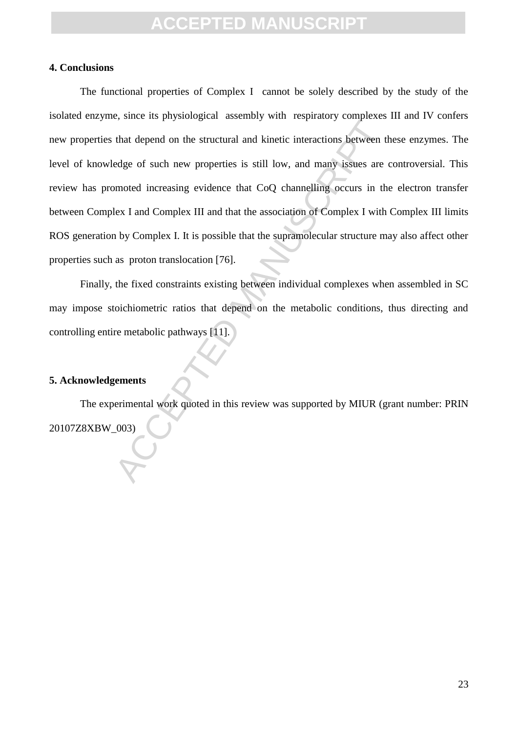## 4. Conclusions

The functional properties of Complex I cannot be solely described by the study of the isolated enzyme, since its physiological assembly with respiratory complexes III and IV confers new properties that depend on the structural and kinetic interactions between these enzymes. The level of knowledge of such new properties is still low, and many issues are controversial. This review has promoted increasing evidence that CoQ channelling occurs in the electron transfer between Complex I and Complex III and that the association of Complex I with Complex III limits ROS generation by Complex I. It is possible that the supramolecular structure may also affect other properties such as proton translocation [76].

Finally, the fixed constraints existing between individual complexes when assembled in SC may impose stoichiometric ratios that depend on the metabolic conditions, thus directing and controlling entire metabolic pathways [11].

## 5. Acknowledgements

The experimental work quoted in this review was supported by MIUR (grant number: PRIN 20107Z8XBW_003)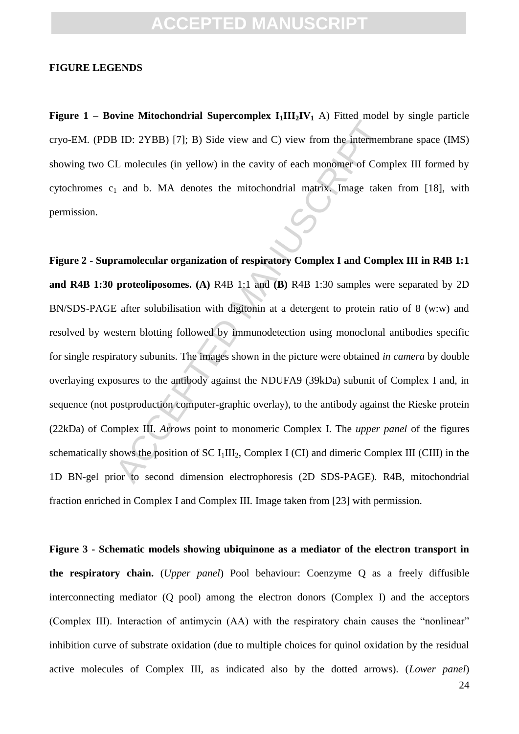**FIGURE LEGENDS**

**Figure 1 – Bovine Mitochondrial Supercomplex $I_1III_2IV_1$** A) Fitted model by single particle cryo-EM. (PDB ID: 2YBB) [7]; B) Side view and C) view from the intermembrane space (IMS) showing two CL molecules (in yellow) in the cavity of each monomer of Complex III formed by cytochromes $c_1$ and b. MA denotes the mitochondrial matrix. Image taken from [18], with permission.

**Figure 2 - Supramolecular organization of respiratory Complex I and Complex III in R4B 1:1 and R4B 1:30 proteoliposomes. (A)** R4B 1:1 and **(B)** R4B 1:30 samples were separated by 2D BN/SDS-PAGE after solubilisation with digitonin at a detergent to protein ratio of 8 (w:w) and resolved by western blotting followed by immunodetection using monoclonal antibodies specific for single respiratory subunits. The images shown in the picture were obtained *in camera* by double overlaying exposures to the antibody against the NDUFA9 (39kDa) subunit of Complex I and, in sequence (not postproduction computer-graphic overlay), to the antibody against the Rieske protein (22kDa) of Complex III. *Arrows* point to monomeric Complex I. The *upper panel* of the figures schematically shows the position of SC $I_1III_2$, Complex I (CI) and dimeric Complex III (CIII) in the 1D BN-gel prior to second dimension electrophoresis (2D SDS-PAGE). R4B, mitochondrial fraction enriched in Complex I and Complex III. Image taken from [23] with permission.

**Figure 3 - Schematic models showing ubiquinone as a mediator of the electron transport in the respiratory chain.** (*Upper panel*) Pool behaviour: Coenzyme Q as a freely diffusible interconnecting mediator (Q pool) among the electron donors (Complex I) and the acceptors (Complex III). Interaction of antimycin (AA) with the respiratory chain causes the "nonlinear" inhibition curve of substrate oxidation (due to multiple choices for quinol oxidation by the residual active molecules of Complex III, as indicated also by the dotted arrows). (*Lower panel*)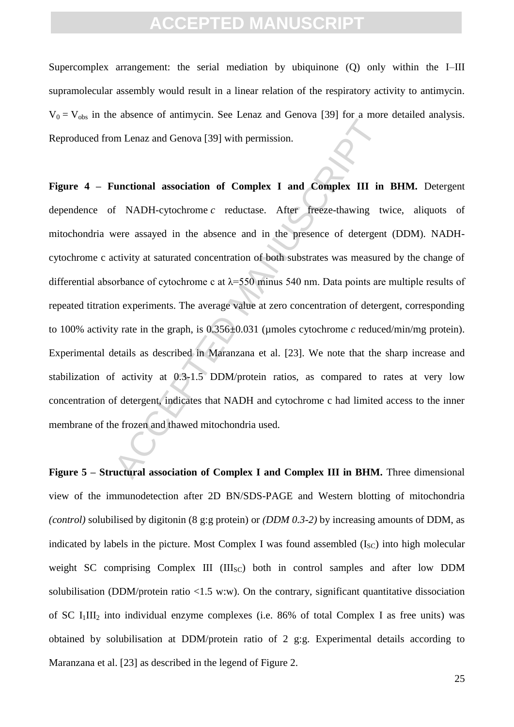Supercomplex arrangement: the serial mediation by ubiquinone (Q) only within the I–III supramolecular assembly would result in a linear relation of the respiratory activity to antimycin. $V_0 = V_{obs}$ in the absence of antimycin. See Lenaz and Genova [39] for a more detailed analysis. Reproduced from Lenaz and Genova [39] with permission.

**Figure 4 – Functional association of Complex I and Complex III in BHM.** Detergent dependence of NADH-cytochrome *c* reductase. After freeze-thawing twice, aliquots of mitochondria were assayed in the absence and in the presence of detergent (DDM). NADH-cytochrome c activity at saturated concentration of both substrates was measured by the change of differential absorbance of cytochrome c at λ=550 minus 540 nm. Data points are multiple results of repeated titration experiments. The average value at zero concentration of detergent, corresponding to 100% activity rate in the graph, is 0.356±0.031 (μmoles cytochrome *c* reduced/min/mg protein). Experimental details as described in Maranzana et al. [23]. We note that the sharp increase and stabilization of activity at 0.3-1.5 DDM/protein ratios, as compared to rates at very low concentration of detergent, indicates that NADH and cytochrome c had limited access to the inner membrane of the frozen and thawed mitochondria used.

**Figure 5 – Structural association of Complex I and Complex III in BHM.** Three dimensional view of the immunodetection after 2D BN/SDS-PAGE and Western blotting of mitochondria *(control)* solubilised by digitonin (8 g:g protein) or *(DDM 0.3-2)* by increasing amounts of DDM, as indicated by labels in the picture. Most Complex I was found assembled ($I_{SC}$) into high molecular weight SC comprising Complex III ($III_{SC}$) both in control samples and after low DDM solubilisation (DDM/protein ratio <1.5 w:w). On the contrary, significant quantitative dissociation of SC $I_1III_2$ into individual enzyme complexes (i.e. 86% of total Complex I as free units) was obtained by solubilisation at DDM/protein ratio of 2 g:g. Experimental details according to Maranzana et al. [23] as described in the legend of Figure 2.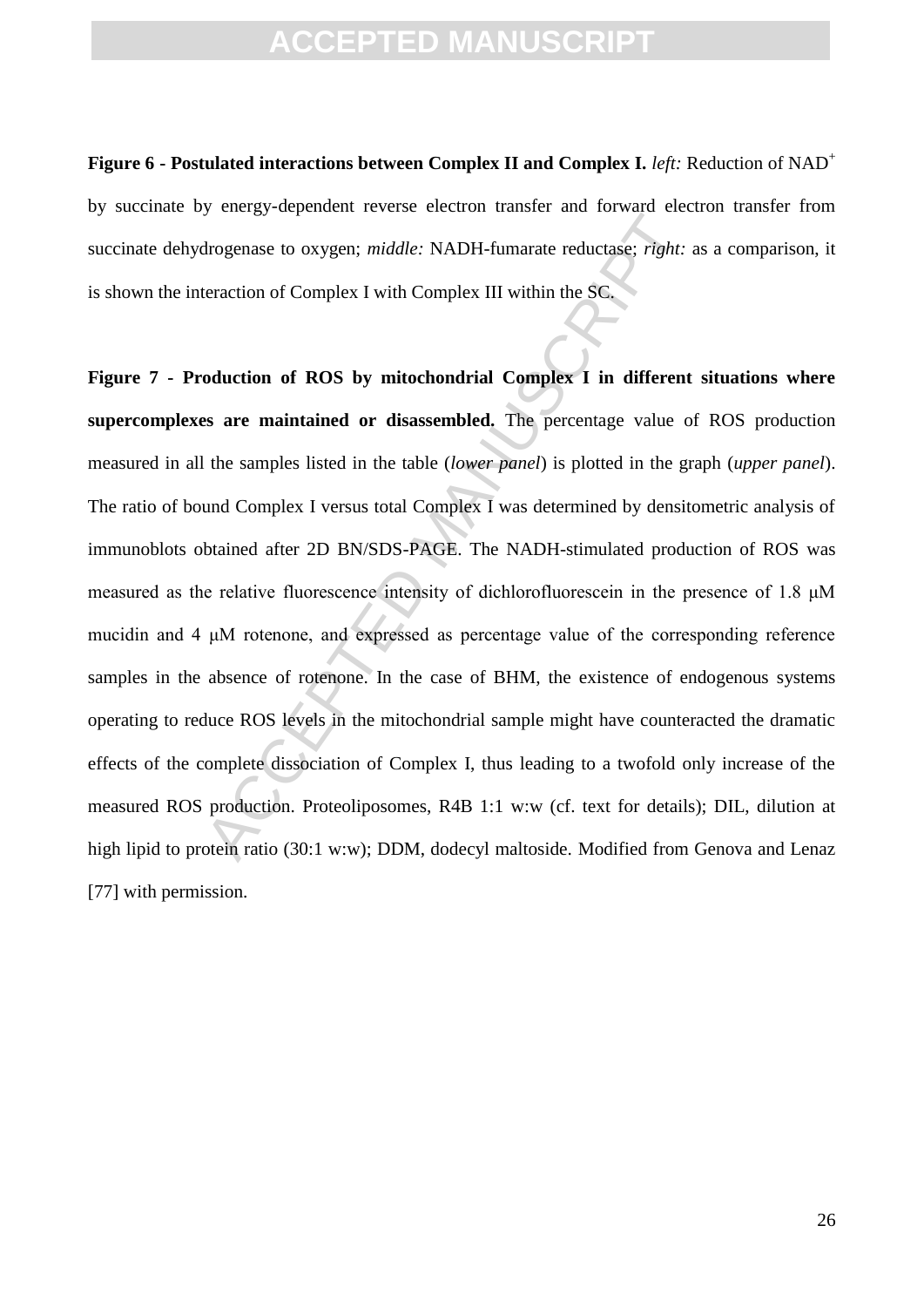**Figure 6 - Postulated interactions between Complex II and Complex I.** *left:* Reduction of $NAD^+$ by succinate by energy-dependent reverse electron transfer and forward electron transfer from succinate dehydrogenase to oxygen; *middle:* NADH-fumarate reductase; *right:* as a comparison, it is shown the interaction of Complex I with Complex III within the SC.

**Figure 7 - Production of ROS by mitochondrial Complex I in different situations where supercomplexes are maintained or disassembled.** The percentage value of ROS production measured in all the samples listed in the table (*lower panel*) is plotted in the graph (*upper panel*). The ratio of bound Complex I versus total Complex I was determined by densitometric analysis of immunoblots obtained after 2D BN/SDS-PAGE. The NADH-stimulated production of ROS was measured as the relative fluorescence intensity of dichlorofluorescein in the presence of 1.8 μM mucidin and 4 μM rotenone, and expressed as percentage value of the corresponding reference samples in the absence of rotenone. In the case of BHM, the existence of endogenous systems operating to reduce ROS levels in the mitochondrial sample might have counteracted the dramatic effects of the complete dissociation of Complex I, thus leading to a twofold only increase of the measured ROS production. Proteoliposomes, R4B 1:1 w:w (cf. text for details); DIL, dilution at high lipid to protein ratio (30:1 w:w); DDM, dodecyl maltoside. Modified from Genova and Lenaz [77] with permission.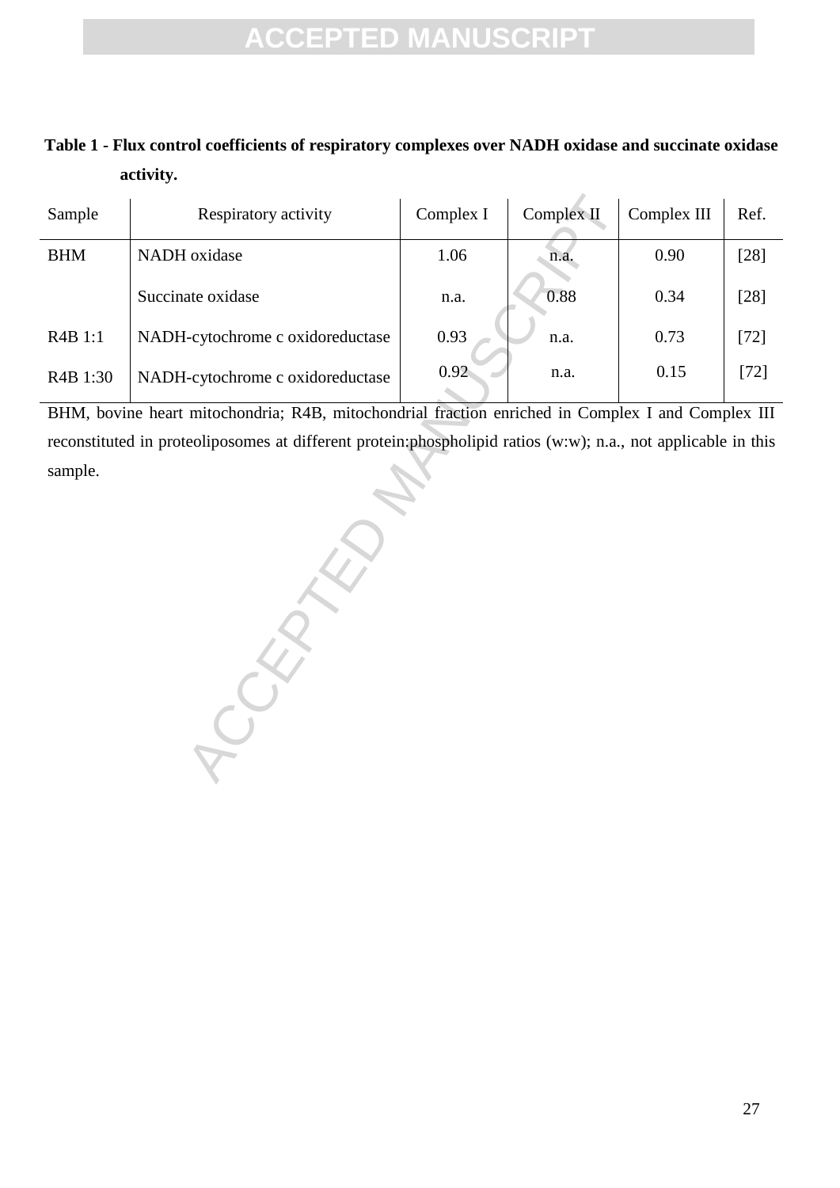**Table 1 - Flux control coefficients of respiratory complexes over NADH oxidase and succinate oxidase activity.**

| Sample | Respiratory activity | Complex I | Complex II | Complex III | Ref. |
|---|---|---|---|---|---|
| BHM | NADH oxidase | 1.06 | n.a. | 0.90 | [28] |
| | Succinate oxidase | n.a. | 0.88 | 0.34 | [28] |
| R4B 1:1 | NADH-cytochrome c oxidoreductase | 0.93 | n.a. | 0.73 | [72] |
| R4B 1:30 | NADH-cytochrome c oxidoreductase | 0.92 | n.a. | 0.15 | [72] |

BHM, bovine heart mitochondria; R4B, mitochondrial fraction enriched in Complex I and Complex III reconstituted in proteoliposomes at different protein:phospholipid ratios (w:w); n.a., not applicable in this sample.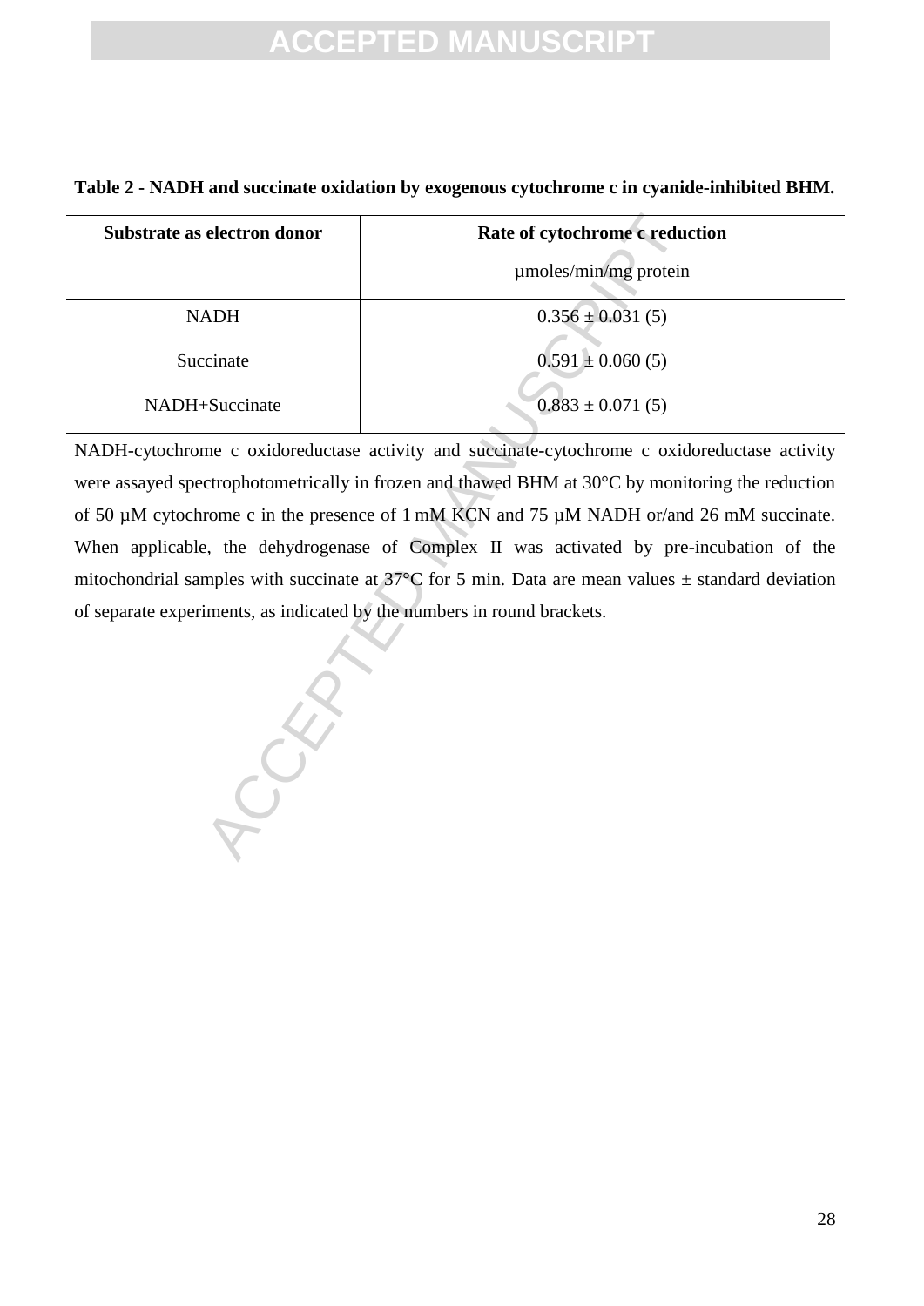**Table 2 - NADH and succinate oxidation by exogenous cytochrome c in cyanide-inhibited BHM.**

| Substrate as electron donor | Rate of cytochrome c reduction µmoles/min/mg protein |
|---|---|
| NADH | 0.356 ± 0.031 (5) |
| Succinate | 0.591 ± 0.060 (5) |
| NADH+Succinate | 0.883 ± 0.071 (5) |

NADH-cytochrome c oxidoreductase activity and succinate-cytochrome c oxidoreductase activity were assayed spectrophotometrically in frozen and thawed BHM at 30°C by monitoring the reduction of 50 µM cytochrome c in the presence of 1 mM KCN and 75 µM NADH or/and 26 mM succinate. When applicable, the dehydrogenase of Complex II was activated by pre-incubation of the mitochondrial samples with succinate at 37°C for 5 min. Data are mean values ± standard deviation of separate experiments, as indicated by the numbers in round brackets.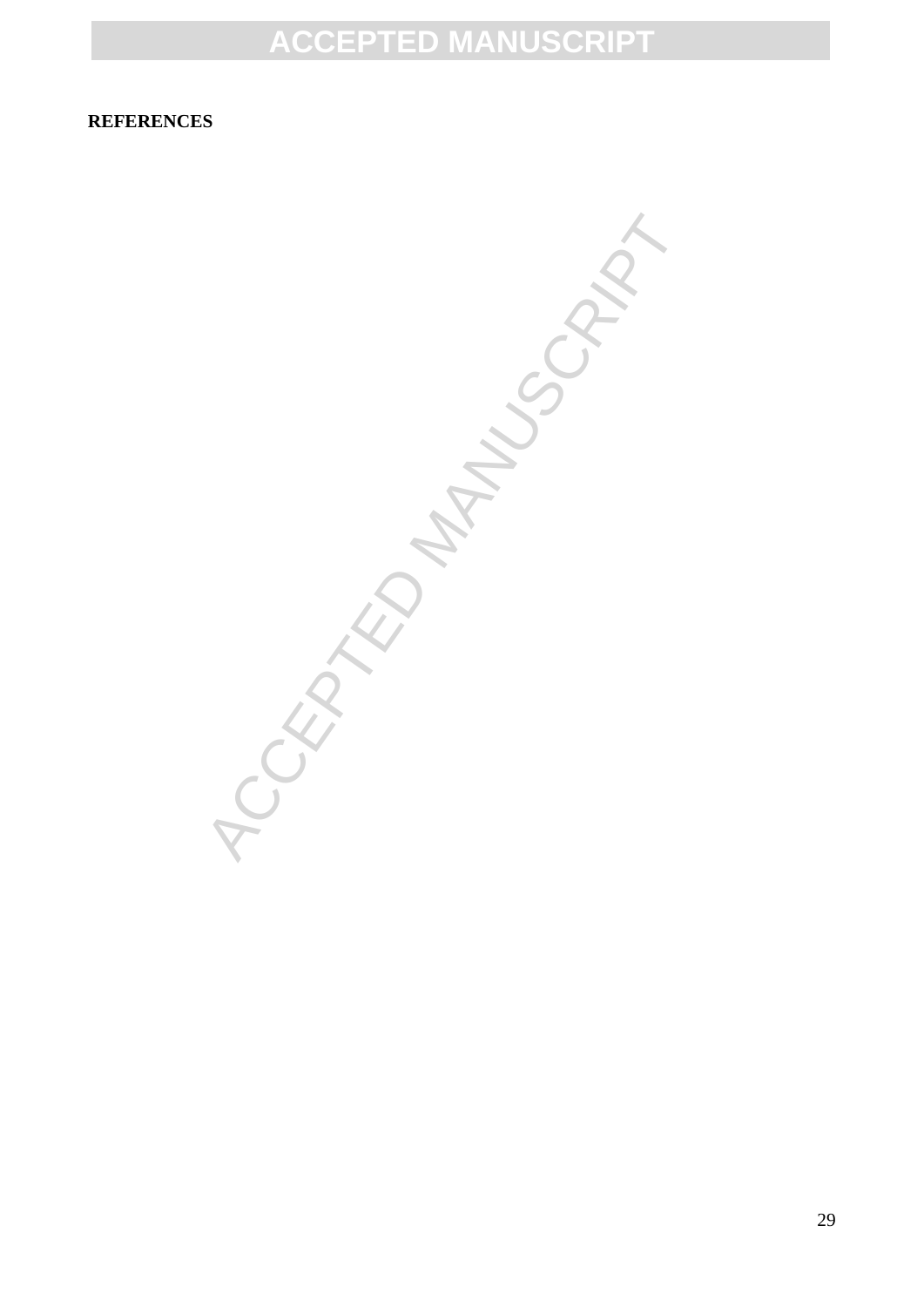**REFERENCES**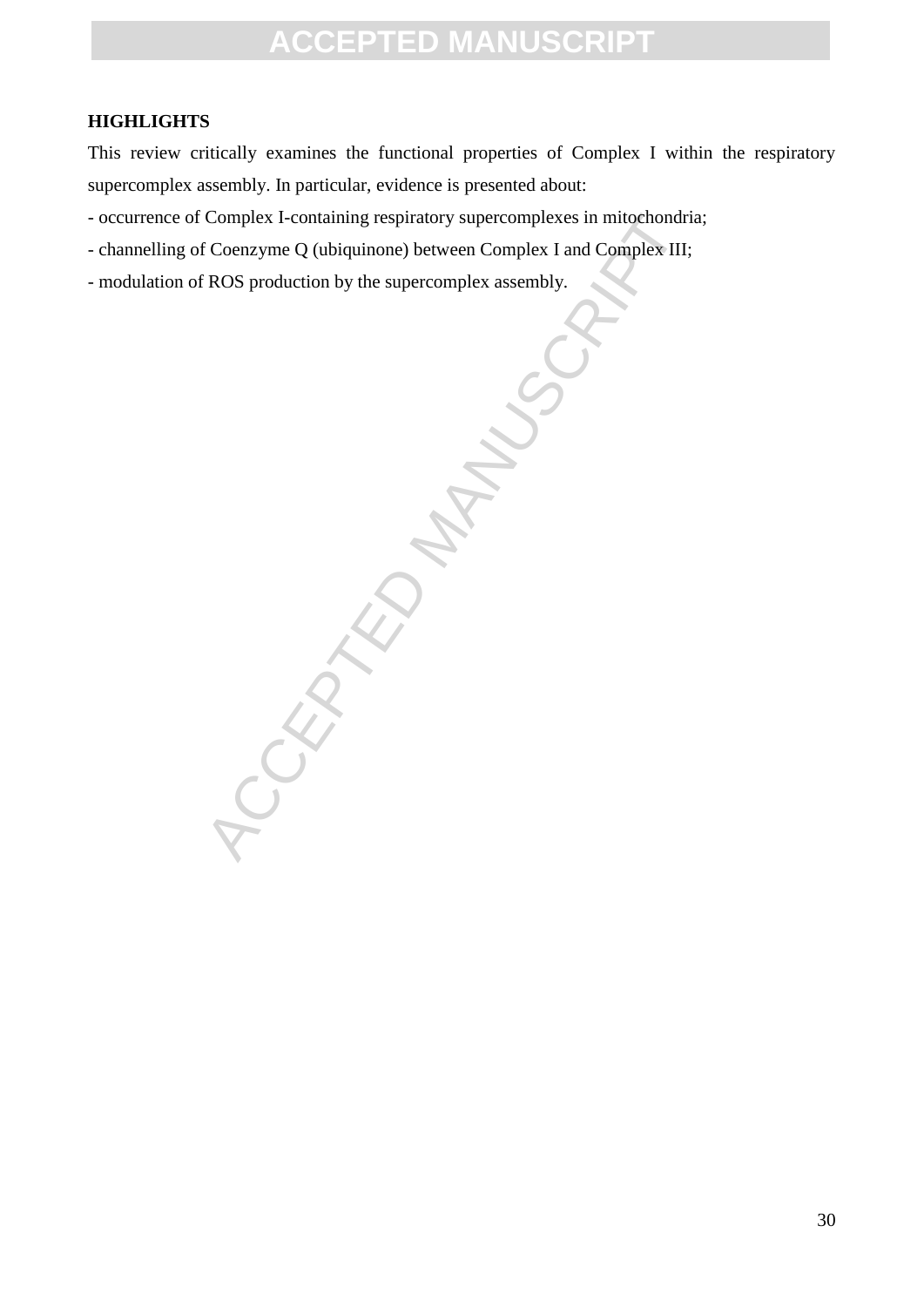**HIGHLIGHTS**

This review critically examines the functional properties of Complex I within the respiratory supercomplex assembly. In particular, evidence is presented about:

- occurrence of Complex I-containing respiratory supercomplexes in mitochondria;
- channelling of Coenzyme Q (ubiquinone) between Complex I and Complex III;
- modulation of ROS production by the supercomplex assembly.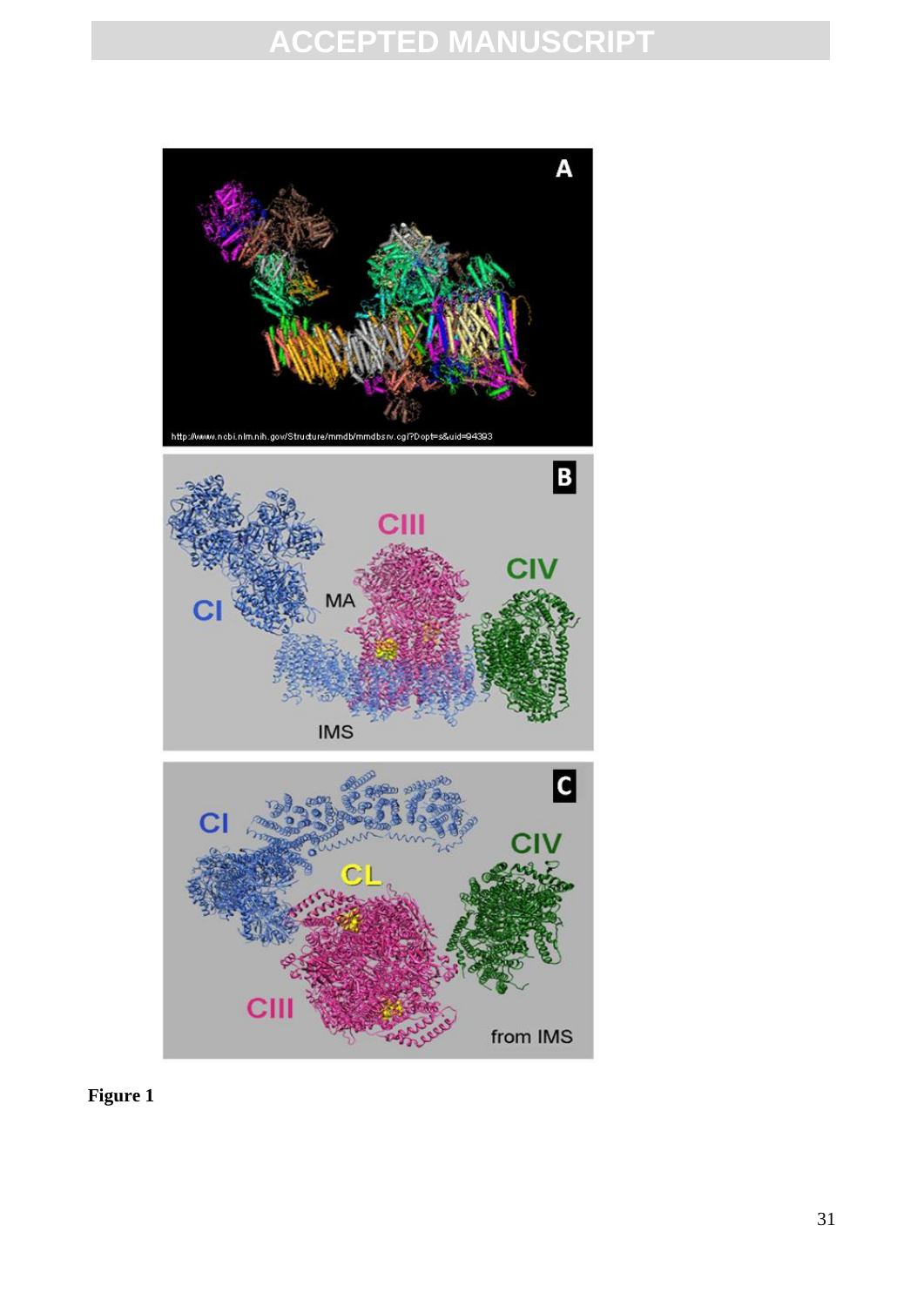**Figure 1**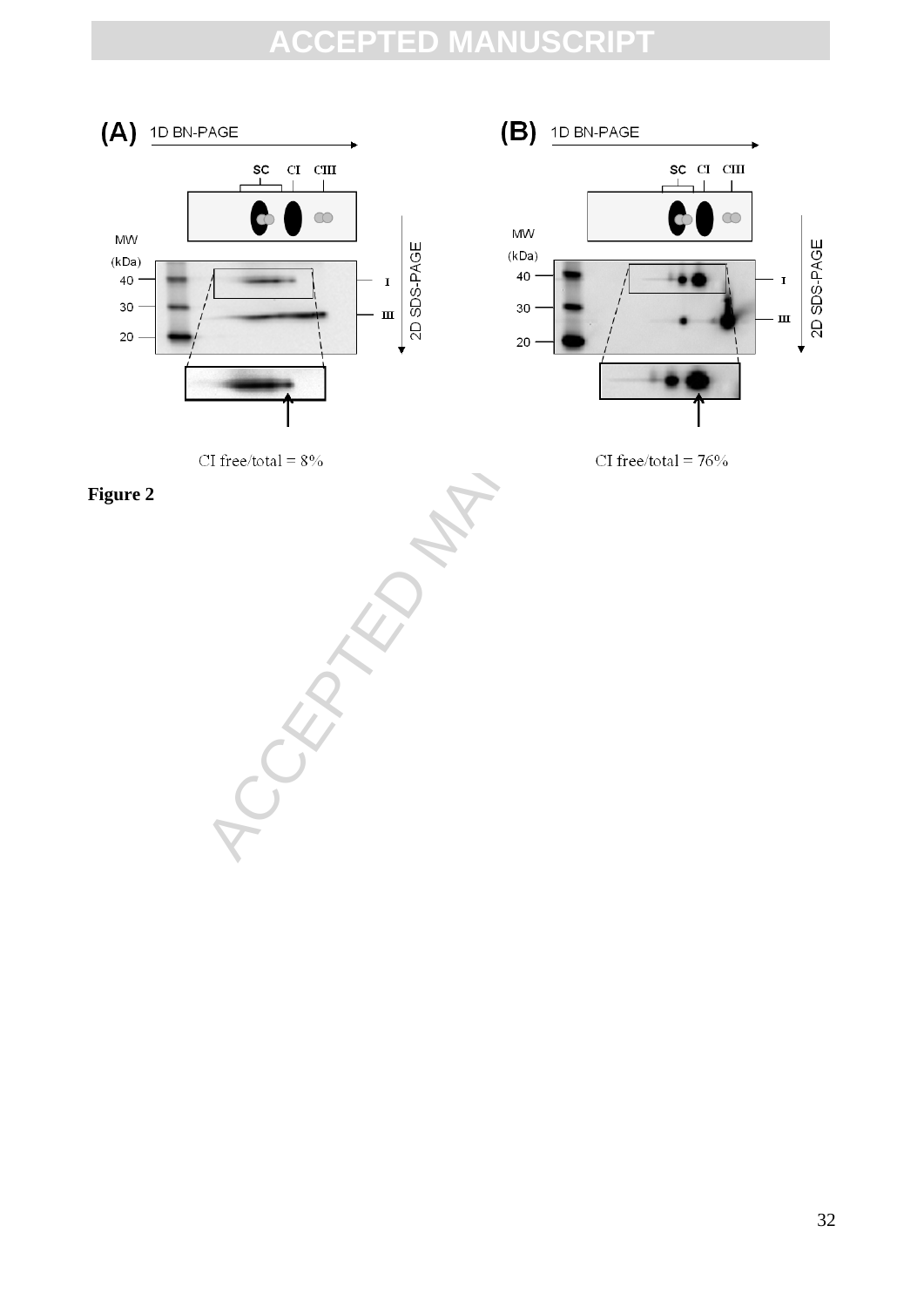**(A)** 1D BN-PAGE

SC CI CIII

MW (kDa)

40
30
20

I
III

2D SDS-PAGE

CI free/total = 8%

**(B)** 1D BN-PAGE

SC CI CIII

MW (kDa)

40
30
20

I
III

2D SDS-PAGE

CI free/total = 76%

**Figure 2**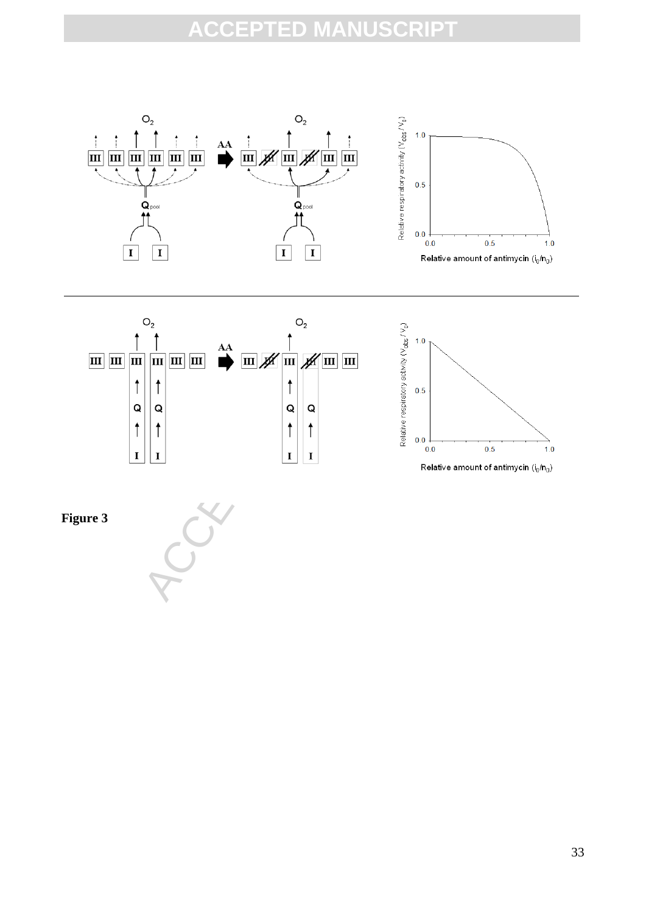**Figure 3**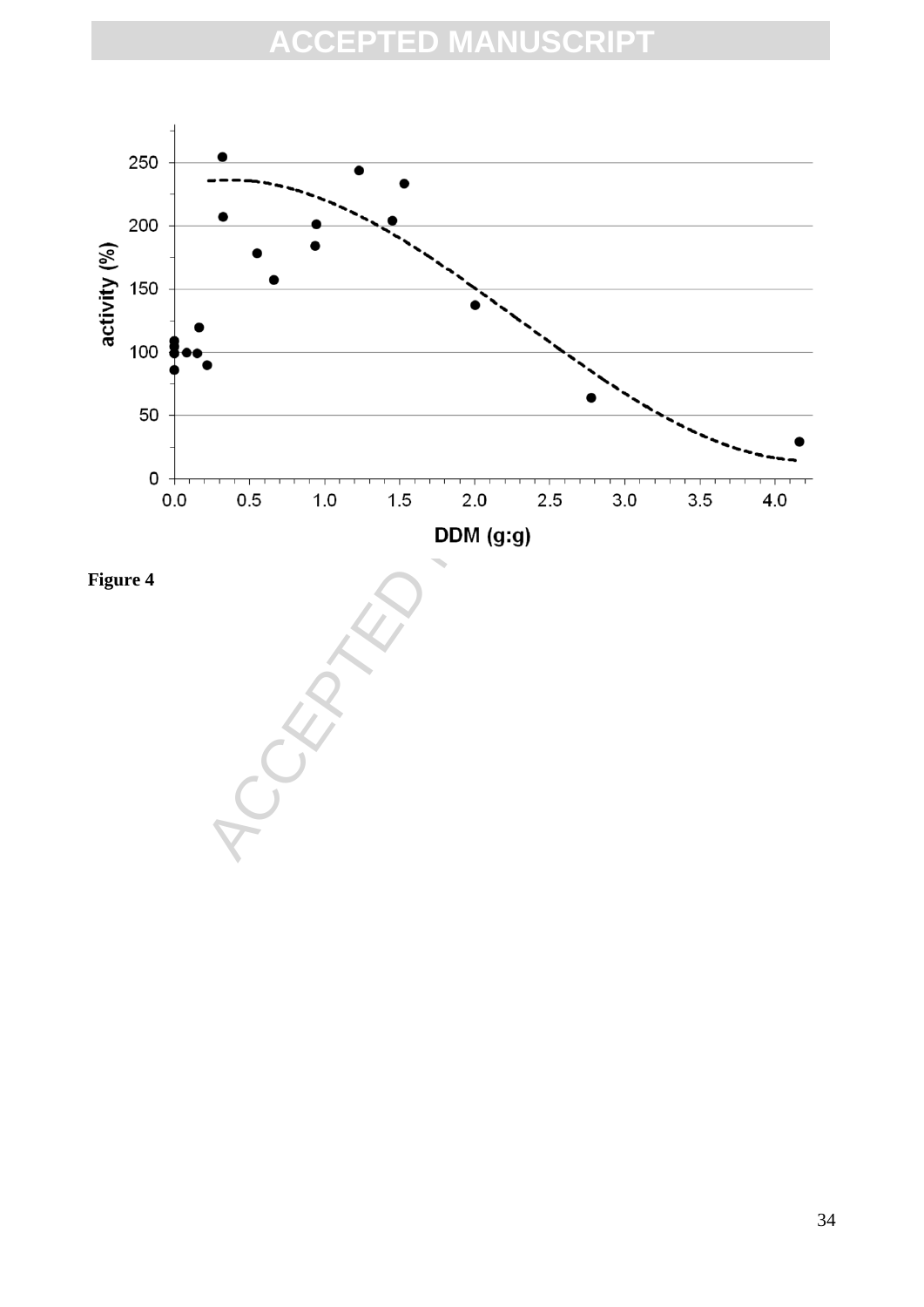Figure 4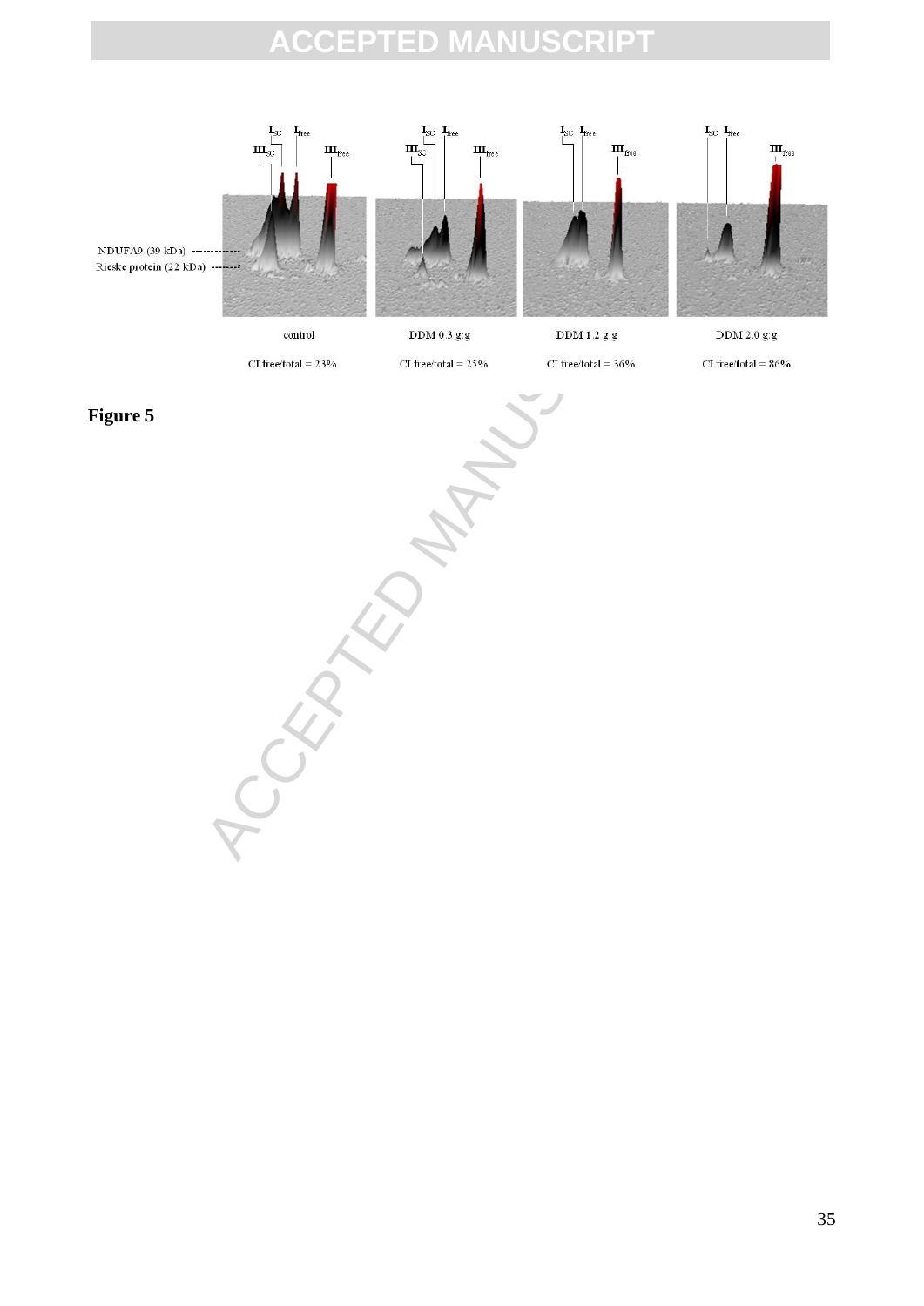$I_{SC}$ $I_{free}$ $III_{SC}$ $III_{free}$

NDUFA9 (39 kDa)
Rieske protein (22 kDa)

control — CI free/total = 23%

DDM 0.3 g/g — CI free/total = 25%

DDM 1.2 g/g — CI free/total = 36%

DDM 2.0 g/g — CI free/total = 86%

**Figure 5**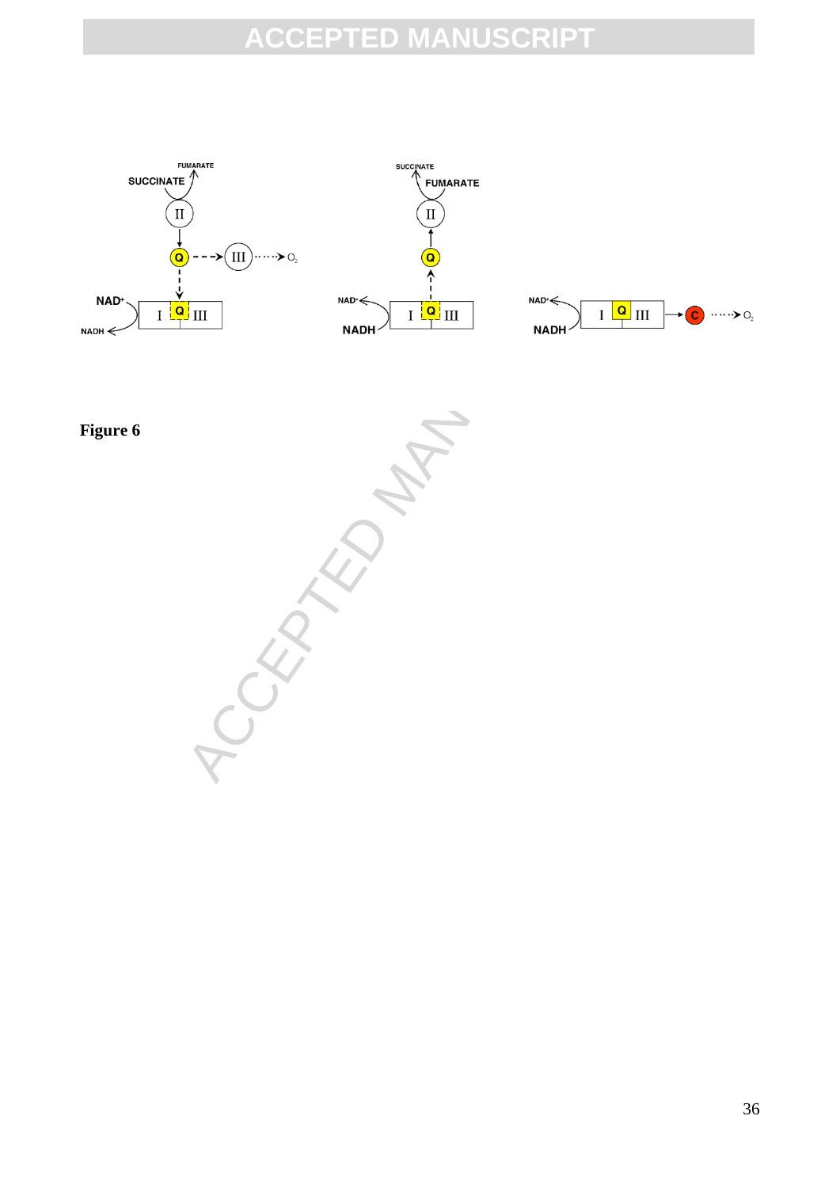Figure 6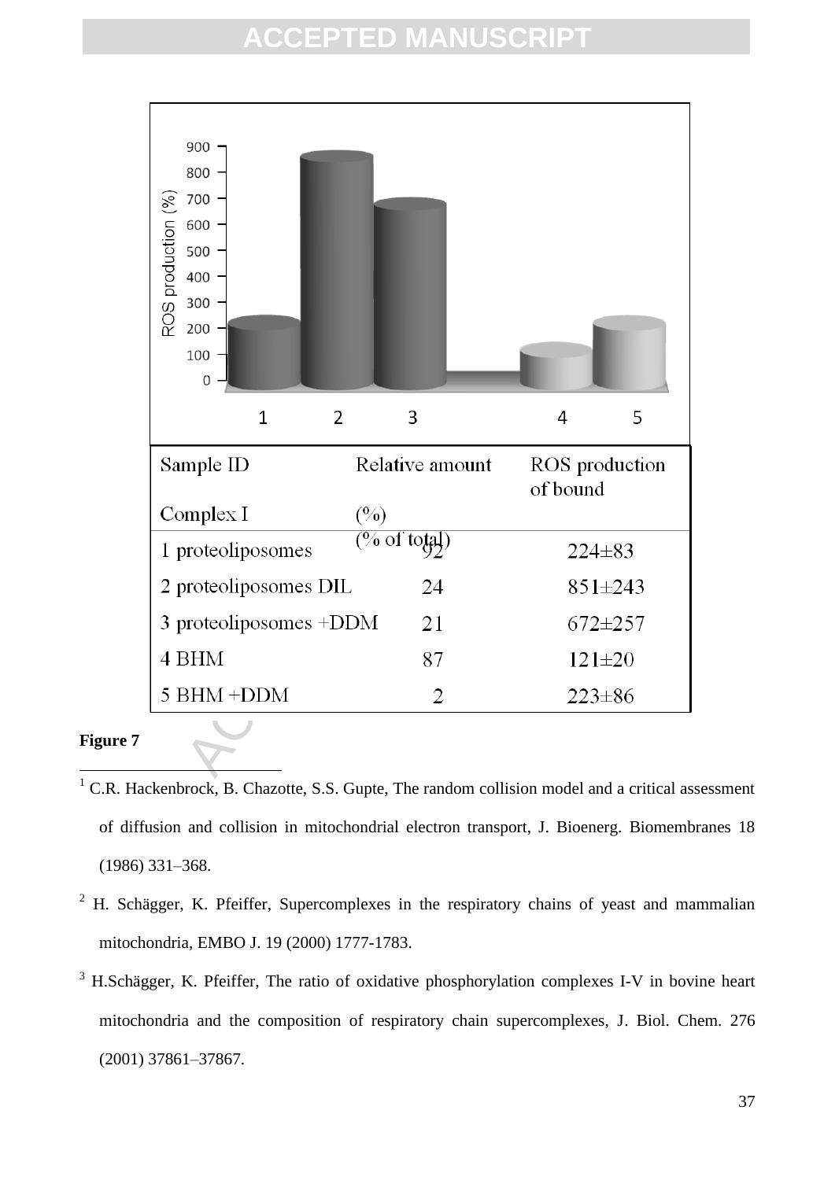| Sample ID<br>Complex I | Relative amount<br>(%)<br>(% of total) | ROS production of bound |
|---|---|---|
| 1 proteoliposomes | 92 | 224±83 |
| 2 proteoliposomes DIL | 24 | 851±243 |
| 3 proteoliposomes +DDM | 21 | 672±257 |
| 4 BHM | 87 | 121±20 |
| 5 BHM +DDM | 2 | 223±86 |

**Figure 7**

---

[1] C.R. Hackenbrock, B. Chazotte, S.S. Gupte, The random collision model and a critical assessment of diffusion and collision in mitochondrial electron transport, J. Bioenerg. Biomembranes 18 (1986) 331–368.

[2] H. Schägger, K. Pfeiffer, Supercomplexes in the respiratory chains of yeast and mammalian mitochondria, EMBO J. 19 (2000) 1777-1783.

[3] H.Schägger, K. Pfeiffer, The ratio of oxidative phosphorylation complexes I-V in bovine heart mitochondria and the composition of respiratory chain supercomplexes, J. Biol. Chem. 276 (2001) 37861–37867.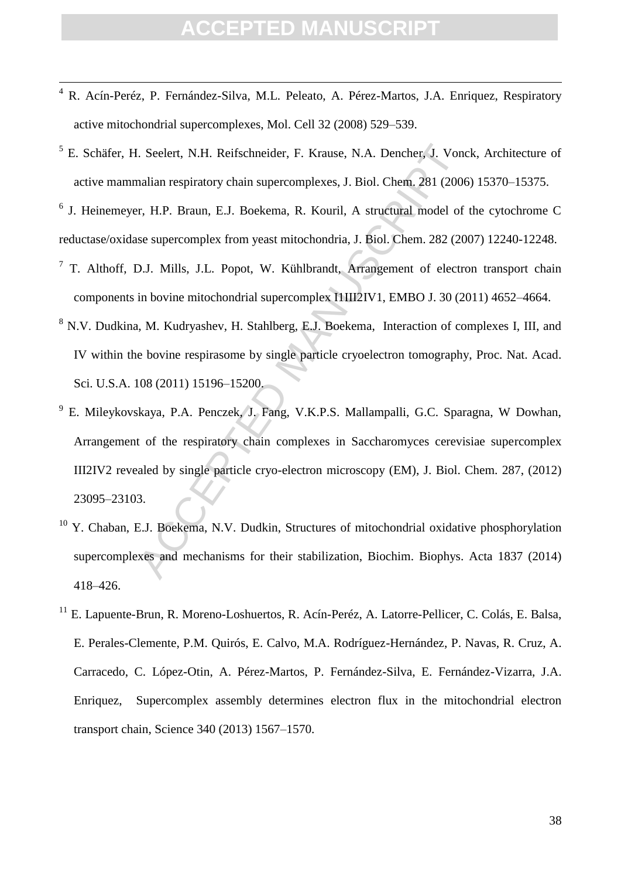[4] R. Acín-Peréz, P. Fernández-Silva, M.L. Peleato, A. Pérez-Martos, J.A. Enriquez, Respiratory active mitochondrial supercomplexes, Mol. Cell 32 (2008) 529–539.

[5] E. Schäfer, H. Seelert, N.H. Reifschneider, F. Krause, N.A. Dencher, J. Vonck, Architecture of active mammalian respiratory chain supercomplexes, J. Biol. Chem. 281 (2006) 15370–15375.

[6] J. Heinemeyer, H.P. Braun, E.J. Boekema, R. Kouril, A structural model of the cytochrome C reductase/oxidase supercomplex from yeast mitochondria, J. Biol. Chem. 282 (2007) 12240-12248.

[7] T. Althoff, D.J. Mills, J.L. Popot, W. Kühlbrandt, Arrangement of electron transport chain components in bovine mitochondrial supercomplex I1III2IV1, EMBO J. 30 (2011) 4652–4664.

[8] N.V. Dudkina, M. Kudryashev, H. Stahlberg, E.J. Boekema, Interaction of complexes I, III, and IV within the bovine respirasome by single particle cryoelectron tomography, Proc. Nat. Acad. Sci. U.S.A. 108 (2011) 15196–15200.

[9] E. Mileykovskaya, P.A. Penczek, J. Fang, V.K.P.S. Mallampalli, G.C. Sparagna, W Dowhan, Arrangement of the respiratory chain complexes in Saccharomyces cerevisiae supercomplex III2IV2 revealed by single particle cryo-electron microscopy (EM), J. Biol. Chem. 287, (2012) 23095–23103.

[10] Y. Chaban, E.J. Boekema, N.V. Dudkin, Structures of mitochondrial oxidative phosphorylation supercomplexes and mechanisms for their stabilization, Biochim. Biophys. Acta 1837 (2014) 418–426.

[11] E. Lapuente-Brun, R. Moreno-Loshuertos, R. Acín-Peréz, A. Latorre-Pellicer, C. Colás, E. Balsa, E. Perales-Clemente, P.M. Quirós, E. Calvo, M.A. Rodríguez-Hernández, P. Navas, R. Cruz, A. Carracedo, C. López-Otin, A. Pérez-Martos, P. Fernández-Silva, E. Fernández-Vizarra, J.A. Enriquez, Supercomplex assembly determines electron flux in the mitochondrial electron transport chain, Science 340 (2013) 1567–1570.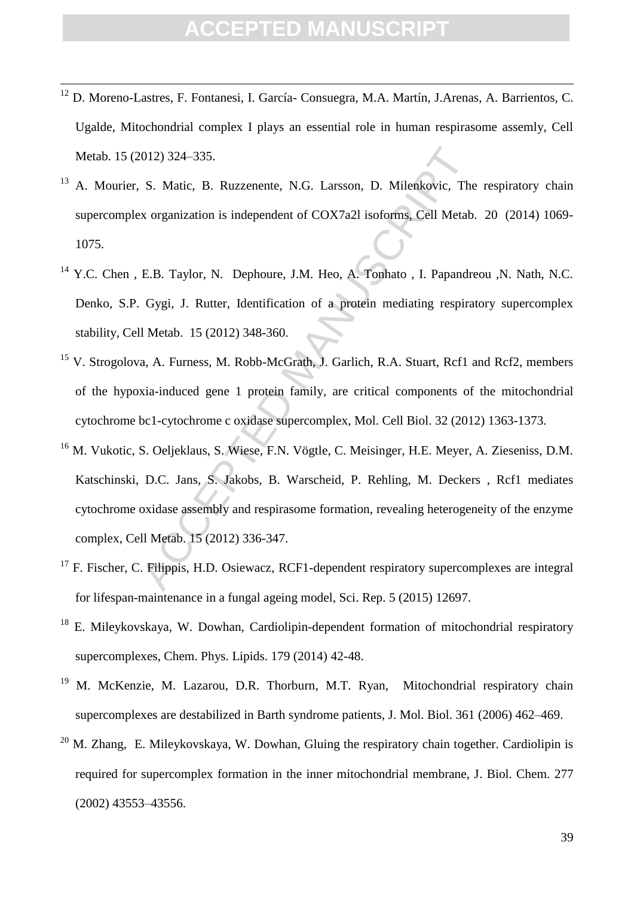[12] D. Moreno-Lastres, F. Fontanesi, I. García- Consuegra, M.A. Martín, J.Arenas, A. Barrientos, C. Ugalde, Mitochondrial complex I plays an essential role in human respirasome assemly, Cell Metab. 15 (2012) 324–335.

[13] A. Mourier, S. Matic, B. Ruzzenente, N.G. Larsson, D. Milenkovic, The respiratory chain supercomplex organization is independent of COX7a2l isoforms, Cell Metab. 20 (2014) 1069-1075.

[14] Y.C. Chen , E.B. Taylor, N. Dephoure, J.M. Heo, A. Tonhato , I. Papandreou ,N. Nath, N.C. Denko, S.P. Gygi, J. Rutter, Identification of a protein mediating respiratory supercomplex stability, Cell Metab. 15 (2012) 348-360.

[15] V. Strogolova, A. Furness, M. Robb-McGrath, J. Garlich, R.A. Stuart, Rcf1 and Rcf2, members of the hypoxia-induced gene 1 protein family, are critical components of the mitochondrial cytochrome bc1-cytochrome c oxidase supercomplex, Mol. Cell Biol. 32 (2012) 1363-1373.

[16] M. Vukotic, S. Oeljeklaus, S. Wiese, F.N. Vögtle, C. Meisinger, H.E. Meyer, A. Zieseniss, D.M. Katschinski, D.C. Jans, S. Jakobs, B. Warscheid, P. Rehling, M. Deckers , Rcf1 mediates cytochrome oxidase assembly and respirasome formation, revealing heterogeneity of the enzyme complex, Cell Metab. 15 (2012) 336-347.

[17] F. Fischer, C. Filippis, H.D. Osiewacz, RCF1-dependent respiratory supercomplexes are integral for lifespan-maintenance in a fungal ageing model, Sci. Rep. 5 (2015) 12697.

[18] E. Mileykovskaya, W. Dowhan, Cardiolipin-dependent formation of mitochondrial respiratory supercomplexes, Chem. Phys. Lipids. 179 (2014) 42-48.

[19] M. McKenzie, M. Lazarou, D.R. Thorburn, M.T. Ryan, Mitochondrial respiratory chain supercomplexes are destabilized in Barth syndrome patients, J. Mol. Biol. 361 (2006) 462–469.

[20] M. Zhang, E. Mileykovskaya, W. Dowhan, Gluing the respiratory chain together. Cardiolipin is required for supercomplex formation in the inner mitochondrial membrane, J. Biol. Chem. 277 (2002) 43553–43556.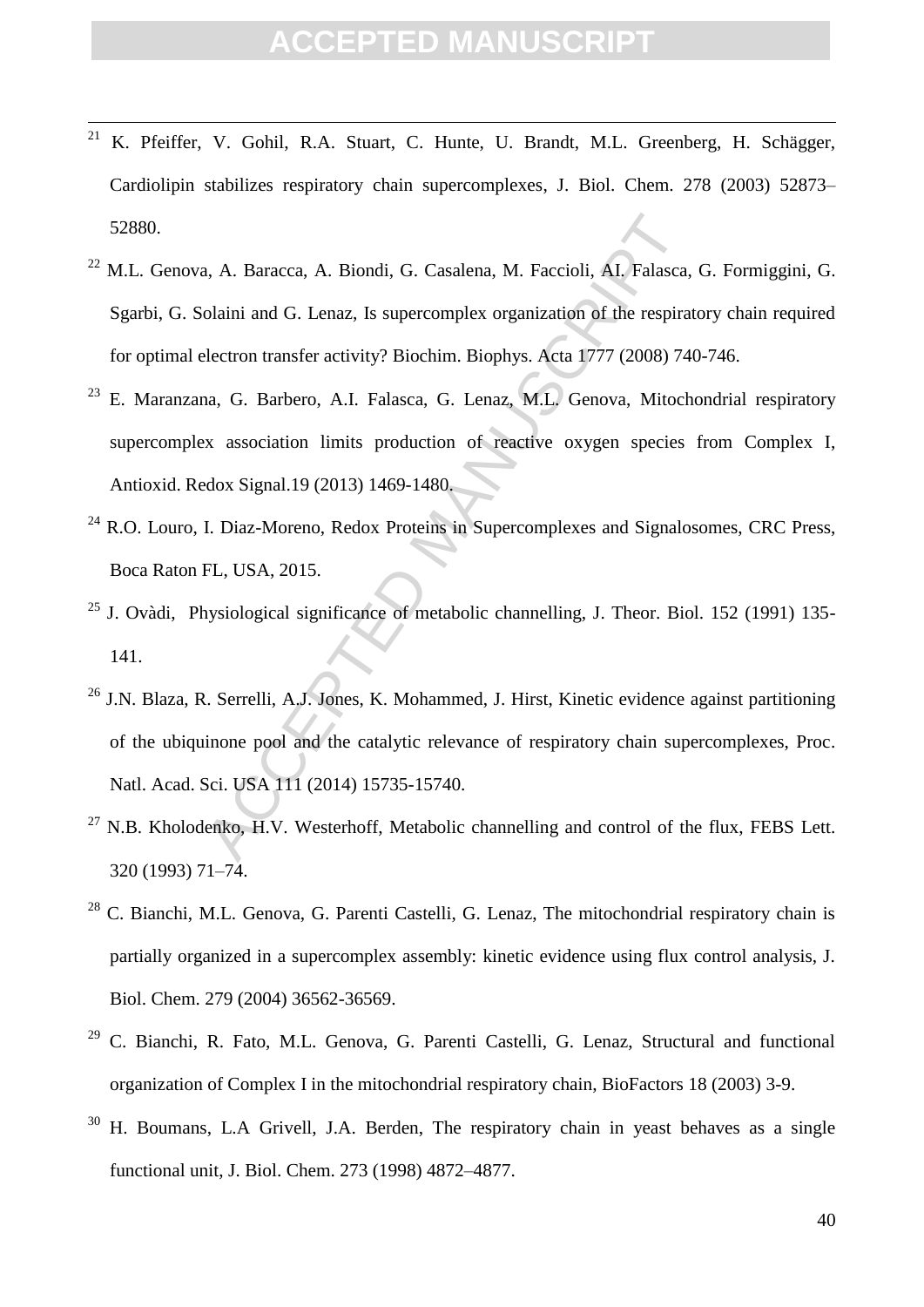[21] K. Pfeiffer, V. Gohil, R.A. Stuart, C. Hunte, U. Brandt, M.L. Greenberg, H. Schägger, Cardiolipin stabilizes respiratory chain supercomplexes, J. Biol. Chem. 278 (2003) 52873–52880.

[22] M.L. Genova, A. Baracca, A. Biondi, G. Casalena, M. Faccioli, AI. Falasca, G. Formiggini, G. Sgarbi, G. Solaini and G. Lenaz, Is supercomplex organization of the respiratory chain required for optimal electron transfer activity? Biochim. Biophys. Acta 1777 (2008) 740-746.

[23] E. Maranzana, G. Barbero, A.I. Falasca, G. Lenaz, M.L. Genova, Mitochondrial respiratory supercomplex association limits production of reactive oxygen species from Complex I, Antioxid. Redox Signal.19 (2013) 1469-1480.

[24] R.O. Louro, I. Diaz-Moreno, Redox Proteins in Supercomplexes and Signalosomes, CRC Press, Boca Raton FL, USA, 2015.

[25] J. Ovàdi, Physiological significance of metabolic channelling, J. Theor. Biol. 152 (1991) 135-141.

[26] J.N. Blaza, R. Serrelli, A.J. Jones, K. Mohammed, J. Hirst, Kinetic evidence against partitioning of the ubiquinone pool and the catalytic relevance of respiratory chain supercomplexes, Proc. Natl. Acad. Sci. USA 111 (2014) 15735-15740.

[27] N.B. Kholodenko, H.V. Westerhoff, Metabolic channelling and control of the flux, FEBS Lett. 320 (1993) 71–74.

[28] C. Bianchi, M.L. Genova, G. Parenti Castelli, G. Lenaz, The mitochondrial respiratory chain is partially organized in a supercomplex assembly: kinetic evidence using flux control analysis, J. Biol. Chem. 279 (2004) 36562-36569.

[29] C. Bianchi, R. Fato, M.L. Genova, G. Parenti Castelli, G. Lenaz, Structural and functional organization of Complex I in the mitochondrial respiratory chain, BioFactors 18 (2003) 3-9.

[30] H. Boumans, L.A Grivell, J.A. Berden, The respiratory chain in yeast behaves as a single functional unit, J. Biol. Chem. 273 (1998) 4872–4877.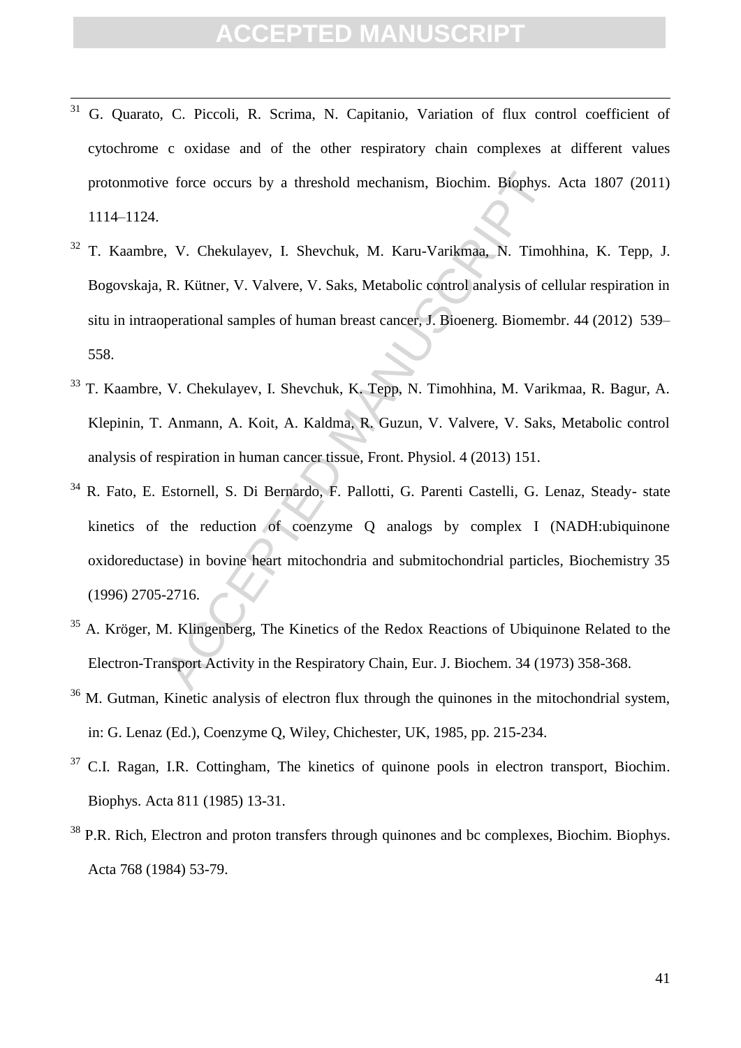[31] G. Quarato, C. Piccoli, R. Scrima, N. Capitanio, Variation of flux control coefficient of cytochrome c oxidase and of the other respiratory chain complexes at different values protonmotive force occurs by a threshold mechanism, Biochim. Biophys. Acta 1807 (2011) 1114–1124.

[32] T. Kaambre, V. Chekulayev, I. Shevchuk, M. Karu-Varikmaa, N. Timohhina, K. Tepp, J. Bogovskaja, R. Kütner, V. Valvere, V. Saks, Metabolic control analysis of cellular respiration in situ in intraoperational samples of human breast cancer, J. Bioenerg. Biomembr. 44 (2012) 539–558.

[33] T. Kaambre, V. Chekulayev, I. Shevchuk, K. Tepp, N. Timohhina, M. Varikmaa, R. Bagur, A. Klepinin, T. Anmann, A. Koit, A. Kaldma, R. Guzun, V. Valvere, V. Saks, Metabolic control analysis of respiration in human cancer tissue, Front. Physiol. 4 (2013) 151.

[34] R. Fato, E. Estornell, S. Di Bernardo, F. Pallotti, G. Parenti Castelli, G. Lenaz, Steady- state kinetics of the reduction of coenzyme Q analogs by complex I (NADH:ubiquinone oxidoreductase) in bovine heart mitochondria and submitochondrial particles, Biochemistry 35 (1996) 2705-2716.

[35] A. Kröger, M. Klingenberg, The Kinetics of the Redox Reactions of Ubiquinone Related to the Electron-Transport Activity in the Respiratory Chain, Eur. J. Biochem. 34 (1973) 358-368.

[36] M. Gutman, Kinetic analysis of electron flux through the quinones in the mitochondrial system, in: G. Lenaz (Ed.), Coenzyme Q, Wiley, Chichester, UK, 1985, pp. 215-234.

[37] C.I. Ragan, I.R. Cottingham, The kinetics of quinone pools in electron transport, Biochim. Biophys. Acta 811 (1985) 13-31.

[38] P.R. Rich, Electron and proton transfers through quinones and bc complexes, Biochim. Biophys. Acta 768 (1984) 53-79.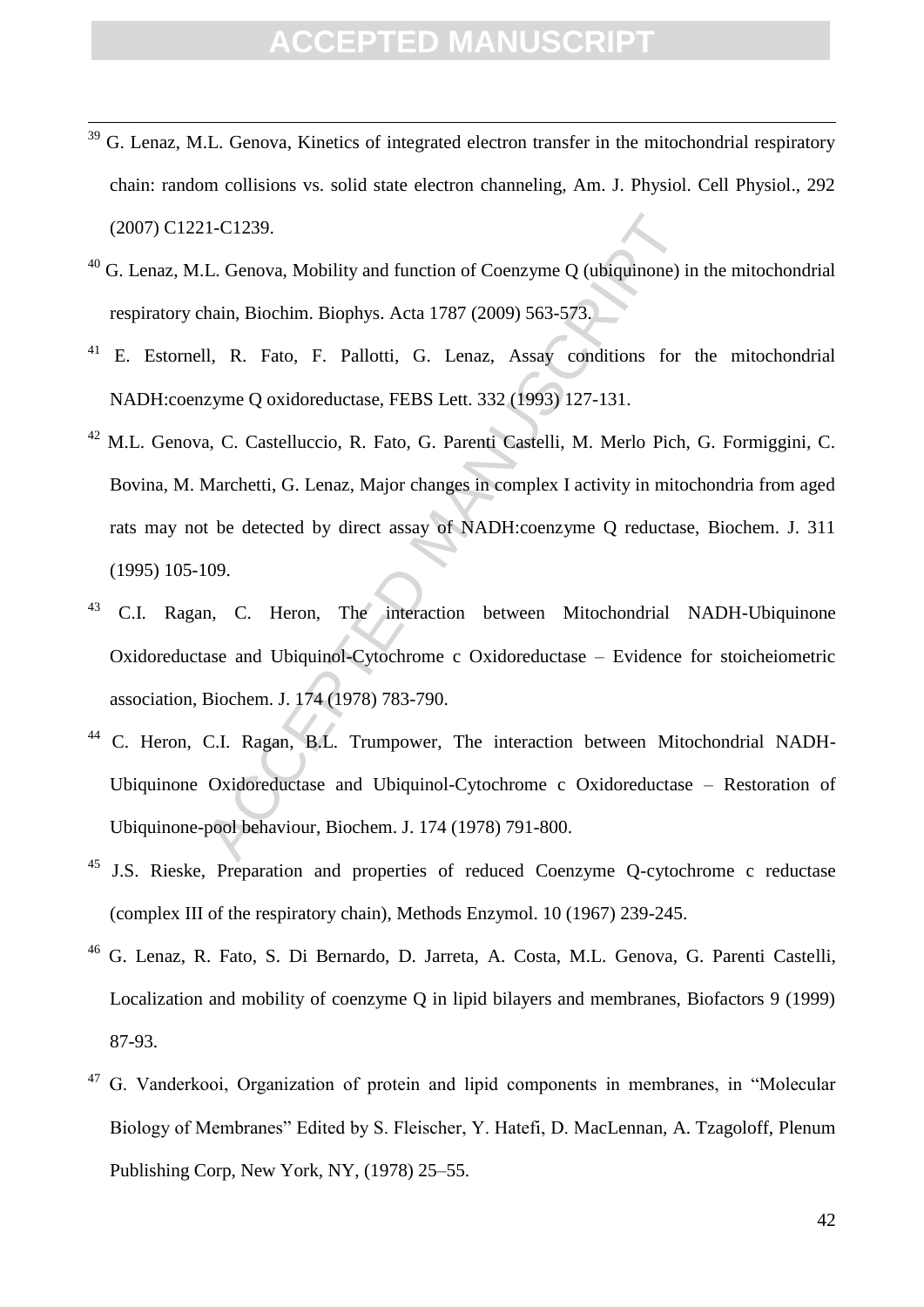[39] G. Lenaz, M.L. Genova, Kinetics of integrated electron transfer in the mitochondrial respiratory chain: random collisions vs. solid state electron channeling, Am. J. Physiol. Cell Physiol., 292 (2007) C1221-C1239.

[40] G. Lenaz, M.L. Genova, Mobility and function of Coenzyme Q (ubiquinone) in the mitochondrial respiratory chain, Biochim. Biophys. Acta 1787 (2009) 563-573.

[41] E. Estornell, R. Fato, F. Pallotti, G. Lenaz, Assay conditions for the mitochondrial NADH:coenzyme Q oxidoreductase, FEBS Lett. 332 (1993) 127-131.

[42] M.L. Genova, C. Castelluccio, R. Fato, G. Parenti Castelli, M. Merlo Pich, G. Formiggini, C. Bovina, M. Marchetti, G. Lenaz, Major changes in complex I activity in mitochondria from aged rats may not be detected by direct assay of NADH:coenzyme Q reductase, Biochem. J. 311 (1995) 105-109.

[43] C.I. Ragan, C. Heron, The interaction between Mitochondrial NADH-Ubiquinone Oxidoreductase and Ubiquinol-Cytochrome c Oxidoreductase – Evidence for stoicheiometric association, Biochem. J. 174 (1978) 783-790.

[44] C. Heron, C.I. Ragan, B.L. Trumpower, The interaction between Mitochondrial NADH-Ubiquinone Oxidoreductase and Ubiquinol-Cytochrome c Oxidoreductase – Restoration of Ubiquinone-pool behaviour, Biochem. J. 174 (1978) 791-800.

[45] J.S. Rieske, Preparation and properties of reduced Coenzyme Q-cytochrome c reductase (complex III of the respiratory chain), Methods Enzymol. 10 (1967) 239-245.

[46] G. Lenaz, R. Fato, S. Di Bernardo, D. Jarreta, A. Costa, M.L. Genova, G. Parenti Castelli, Localization and mobility of coenzyme Q in lipid bilayers and membranes, Biofactors 9 (1999) 87-93.

[47] G. Vanderkooi, Organization of protein and lipid components in membranes, in "Molecular Biology of Membranes" Edited by S. Fleischer, Y. Hatefi, D. MacLennan, A. Tzagoloff, Plenum Publishing Corp, New York, NY, (1978) 25–55.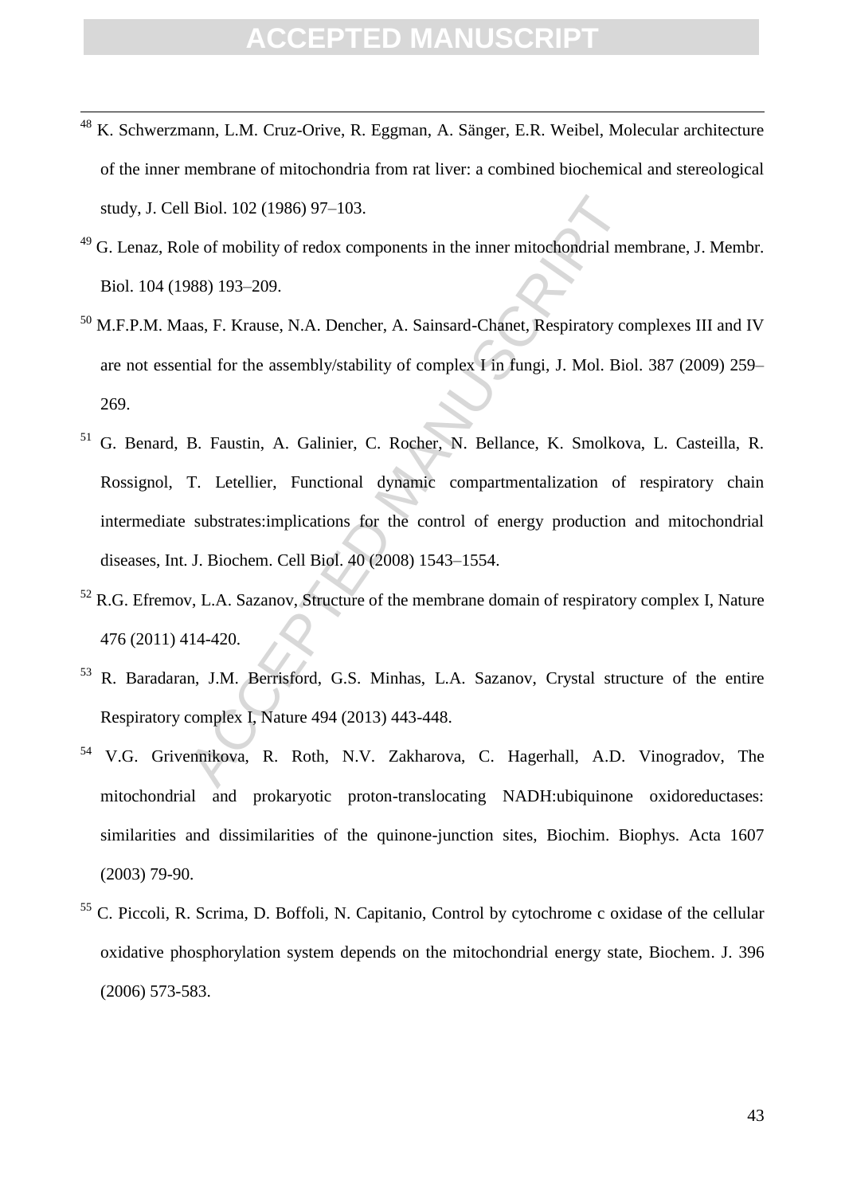[48] K. Schwerzmann, L.M. Cruz-Orive, R. Eggman, A. Sänger, E.R. Weibel, Molecular architecture of the inner membrane of mitochondria from rat liver: a combined biochemical and stereological study, J. Cell Biol. 102 (1986) 97–103.

[49] G. Lenaz, Role of mobility of redox components in the inner mitochondrial membrane, J. Membr. Biol. 104 (1988) 193–209.

[50] M.F.P.M. Maas, F. Krause, N.A. Dencher, A. Sainsard-Chanet, Respiratory complexes III and IV are not essential for the assembly/stability of complex I in fungi, J. Mol. Biol. 387 (2009) 259–269.

[51] G. Benard, B. Faustin, A. Galinier, C. Rocher, N. Bellance, K. Smolkova, L. Casteilla, R. Rossignol, T. Letellier, Functional dynamic compartmentalization of respiratory chain intermediate substrates:implications for the control of energy production and mitochondrial diseases, Int. J. Biochem. Cell Biol. 40 (2008) 1543–1554.

[52] R.G. Efremov, L.A. Sazanov, Structure of the membrane domain of respiratory complex I, Nature 476 (2011) 414-420.

[53] R. Baradaran, J.M. Berrisford, G.S. Minhas, L.A. Sazanov, Crystal structure of the entire Respiratory complex I, Nature 494 (2013) 443-448.

[54] V.G. Grivennikova, R. Roth, N.V. Zakharova, C. Hagerhall, A.D. Vinogradov, The mitochondrial and prokaryotic proton-translocating NADH:ubiquinone oxidoreductases: similarities and dissimilarities of the quinone-junction sites, Biochim. Biophys. Acta 1607 (2003) 79-90.

[55] C. Piccoli, R. Scrima, D. Boffoli, N. Capitanio, Control by cytochrome c oxidase of the cellular oxidative phosphorylation system depends on the mitochondrial energy state, Biochem. J. 396 (2006) 573-583.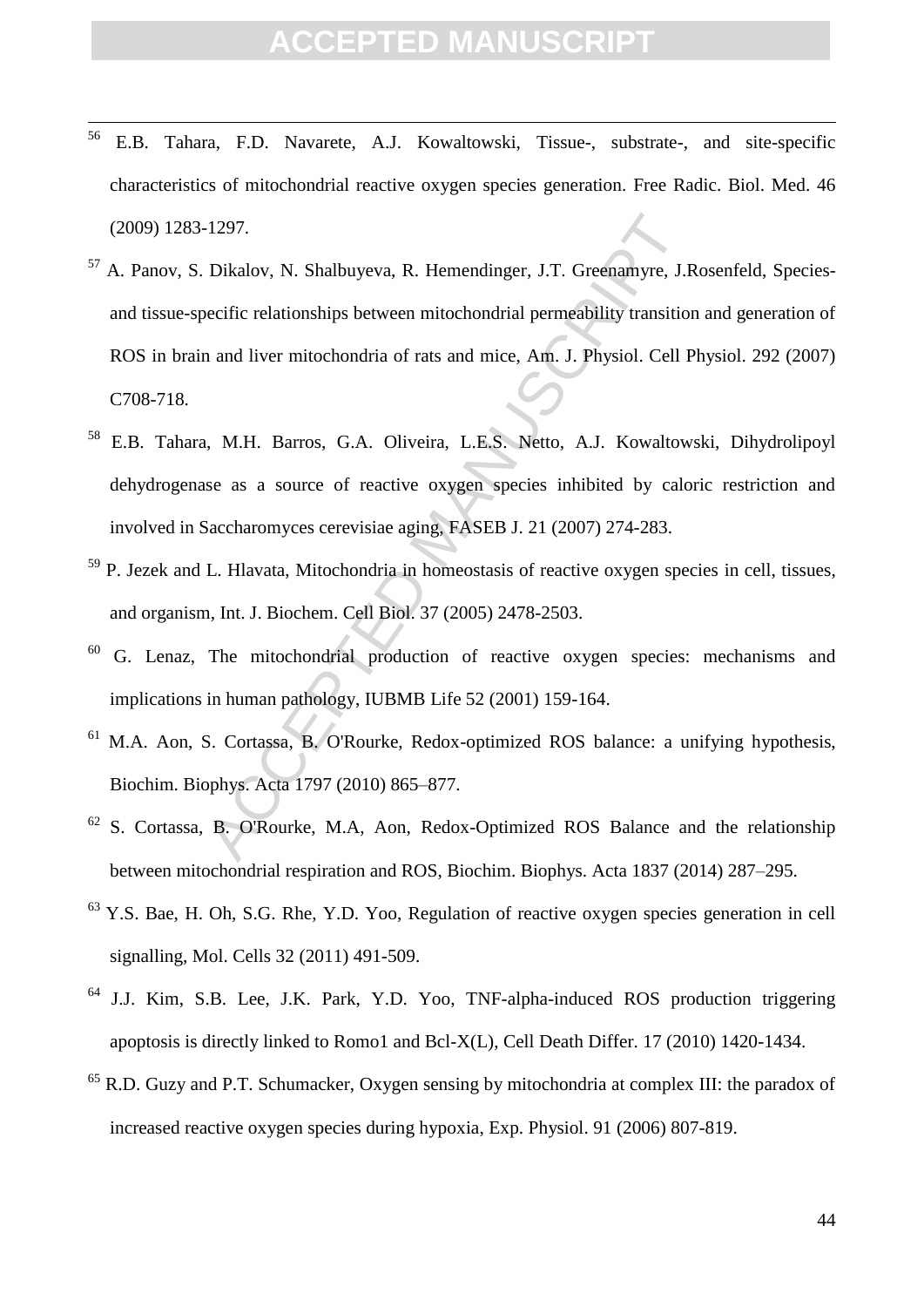[56] E.B. Tahara, F.D. Navarete, A.J. Kowaltowski, Tissue-, substrate-, and site-specific characteristics of mitochondrial reactive oxygen species generation. Free Radic. Biol. Med. 46 (2009) 1283-1297.

[57] A. Panov, S. Dikalov, N. Shalbuyeva, R. Hemendinger, J.T. Greenamyre, J.Rosenfeld, Species- and tissue-specific relationships between mitochondrial permeability transition and generation of ROS in brain and liver mitochondria of rats and mice, Am. J. Physiol. Cell Physiol. 292 (2007) C708-718.

[58] E.B. Tahara, M.H. Barros, G.A. Oliveira, L.E.S. Netto, A.J. Kowaltowski, Dihydrolipoyl dehydrogenase as a source of reactive oxygen species inhibited by caloric restriction and involved in Saccharomyces cerevisiae aging, FASEB J. 21 (2007) 274-283.

[59] P. Jezek and L. Hlavata, Mitochondria in homeostasis of reactive oxygen species in cell, tissues, and organism, Int. J. Biochem. Cell Biol. 37 (2005) 2478-2503.

[60] G. Lenaz, The mitochondrial production of reactive oxygen species: mechanisms and implications in human pathology, IUBMB Life 52 (2001) 159-164.

[61] M.A. Aon, S. Cortassa, B. O'Rourke, Redox-optimized ROS balance: a unifying hypothesis, Biochim. Biophys. Acta 1797 (2010) 865–877.

[62] S. Cortassa, B. O'Rourke, M.A, Aon, Redox-Optimized ROS Balance and the relationship between mitochondrial respiration and ROS, Biochim. Biophys. Acta 1837 (2014) 287–295.

[63] Y.S. Bae, H. Oh, S.G. Rhe, Y.D. Yoo, Regulation of reactive oxygen species generation in cell signalling, Mol. Cells 32 (2011) 491-509.

[64] J.J. Kim, S.B. Lee, J.K. Park, Y.D. Yoo, TNF-alpha-induced ROS production triggering apoptosis is directly linked to Romo1 and Bcl-X(L), Cell Death Differ. 17 (2010) 1420-1434.

[65] R.D. Guzy and P.T. Schumacker, Oxygen sensing by mitochondria at complex III: the paradox of increased reactive oxygen species during hypoxia, Exp. Physiol. 91 (2006) 807-819.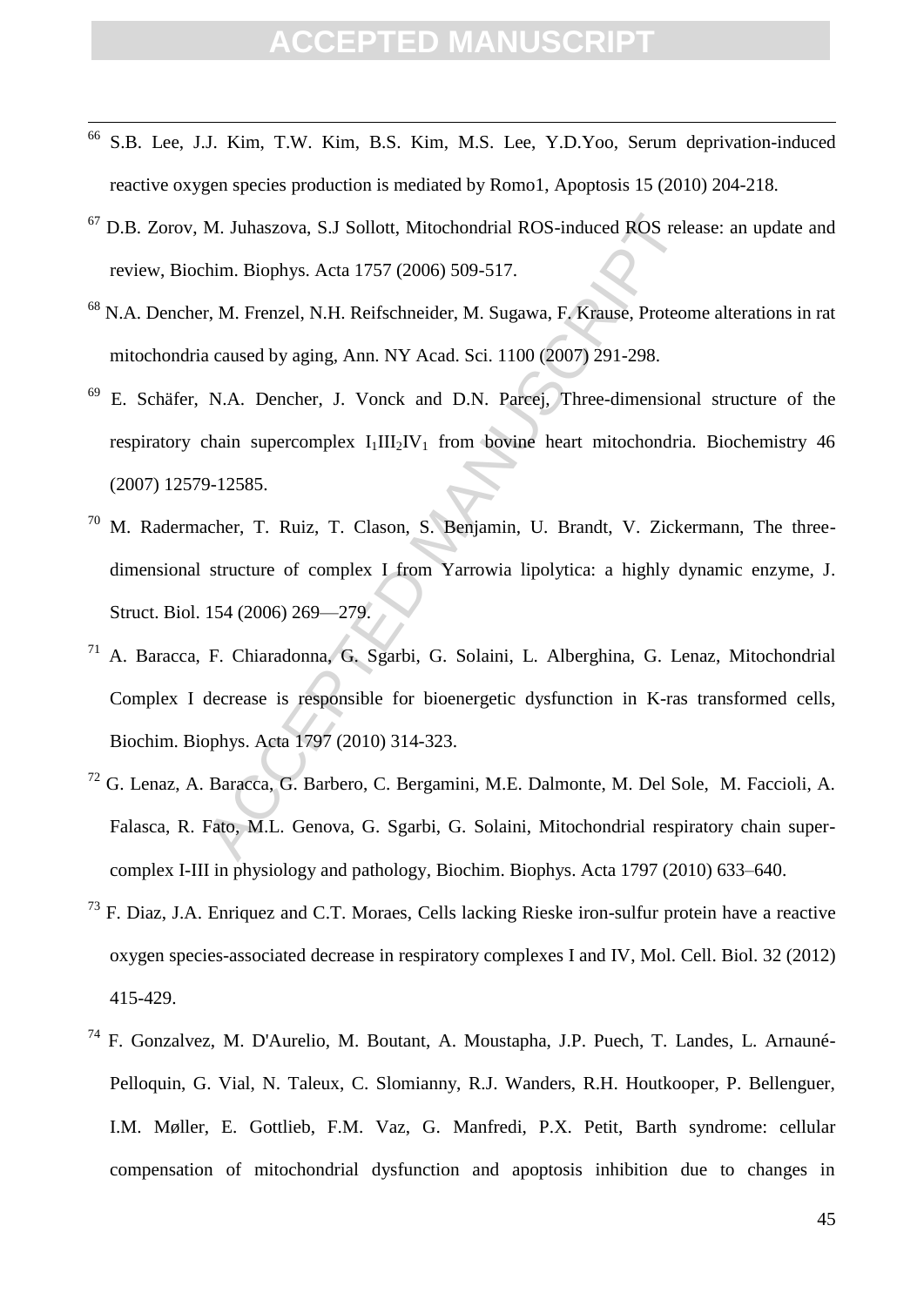[66] S.B. Lee, J.J. Kim, T.W. Kim, B.S. Kim, M.S. Lee, Y.D.Yoo, Serum deprivation-induced reactive oxygen species production is mediated by Romo1, Apoptosis 15 (2010) 204-218.

[67] D.B. Zorov, M. Juhaszova, S.J Sollott, Mitochondrial ROS-induced ROS release: an update and review, Biochim. Biophys. Acta 1757 (2006) 509-517.

[68] N.A. Dencher, M. Frenzel, N.H. Reifschneider, M. Sugawa, F. Krause, Proteome alterations in rat mitochondria caused by aging, Ann. NY Acad. Sci. 1100 (2007) 291-298.

[69] E. Schäfer, N.A. Dencher, J. Vonck and D.N. Parcej, Three-dimensional structure of the respiratory chain supercomplex $I_1III_2IV_1$ from bovine heart mitochondria. Biochemistry 46 (2007) 12579-12585.

[70] M. Radermacher, T. Ruiz, T. Clason, S. Benjamin, U. Brandt, V. Zickermann, The three-dimensional structure of complex I from Yarrowia lipolytica: a highly dynamic enzyme, J. Struct. Biol. 154 (2006) 269—279.

[71] A. Baracca, F. Chiaradonna, G. Sgarbi, G. Solaini, L. Alberghina, G. Lenaz, Mitochondrial Complex I decrease is responsible for bioenergetic dysfunction in K-ras transformed cells, Biochim. Biophys. Acta 1797 (2010) 314-323.

[72] G. Lenaz, A. Baracca, G. Barbero, C. Bergamini, M.E. Dalmonte, M. Del Sole, M. Faccioli, A. Falasca, R. Fato, M.L. Genova, G. Sgarbi, G. Solaini, Mitochondrial respiratory chain super-complex I-III in physiology and pathology, Biochim. Biophys. Acta 1797 (2010) 633–640.

[73] F. Diaz, J.A. Enriquez and C.T. Moraes, Cells lacking Rieske iron-sulfur protein have a reactive oxygen species-associated decrease in respiratory complexes I and IV, Mol. Cell. Biol. 32 (2012) 415-429.

[74] F. Gonzalvez, M. D'Aurelio, M. Boutant, A. Moustapha, J.P. Puech, T. Landes, L. Arnauné-Pelloquin, G. Vial, N. Taleux, C. Slomianny, R.J. Wanders, R.H. Houtkooper, P. Bellenguer, I.M. Møller, E. Gottlieb, F.M. Vaz, G. Manfredi, P.X. Petit, Barth syndrome: cellular compensation of mitochondrial dysfunction and apoptosis inhibition due to changes in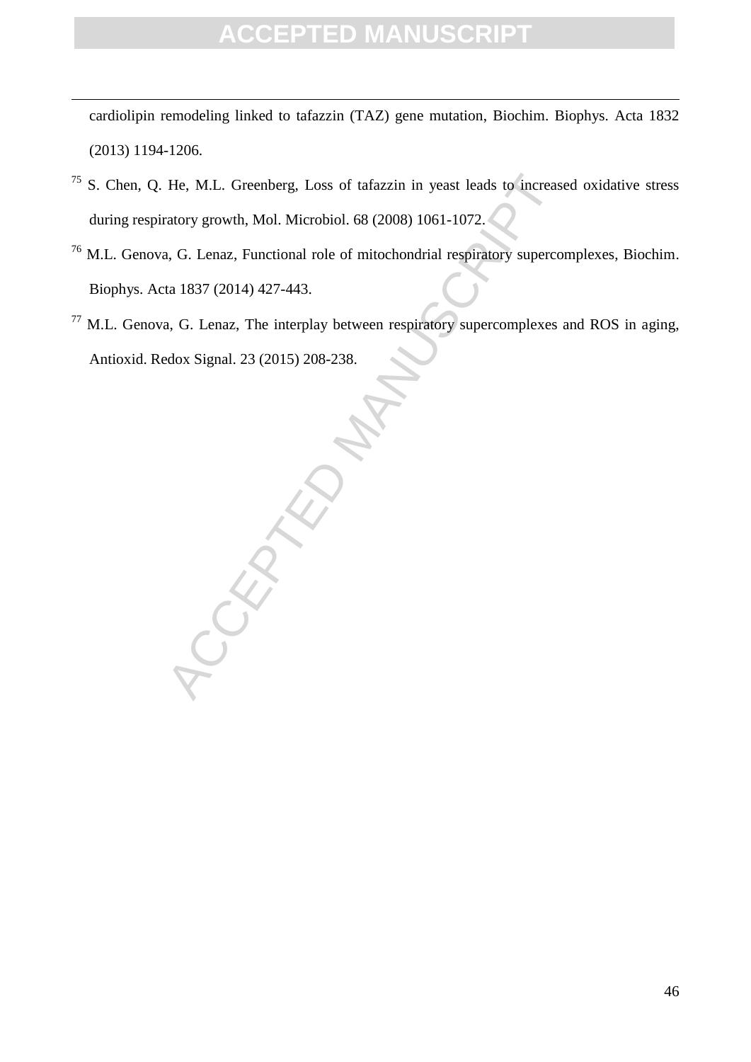cardiolipin remodeling linked to tafazzin (TAZ) gene mutation, Biochim. Biophys. Acta 1832 (2013) 1194-1206.

[75] S. Chen, Q. He, M.L. Greenberg, Loss of tafazzin in yeast leads to increased oxidative stress during respiratory growth, Mol. Microbiol. 68 (2008) 1061-1072.

[76] M.L. Genova, G. Lenaz, Functional role of mitochondrial respiratory supercomplexes, Biochim. Biophys. Acta 1837 (2014) 427-443.

[77] M.L. Genova, G. Lenaz, The interplay between respiratory supercomplexes and ROS in aging, Antioxid. Redox Signal. 23 (2015) 208-238.